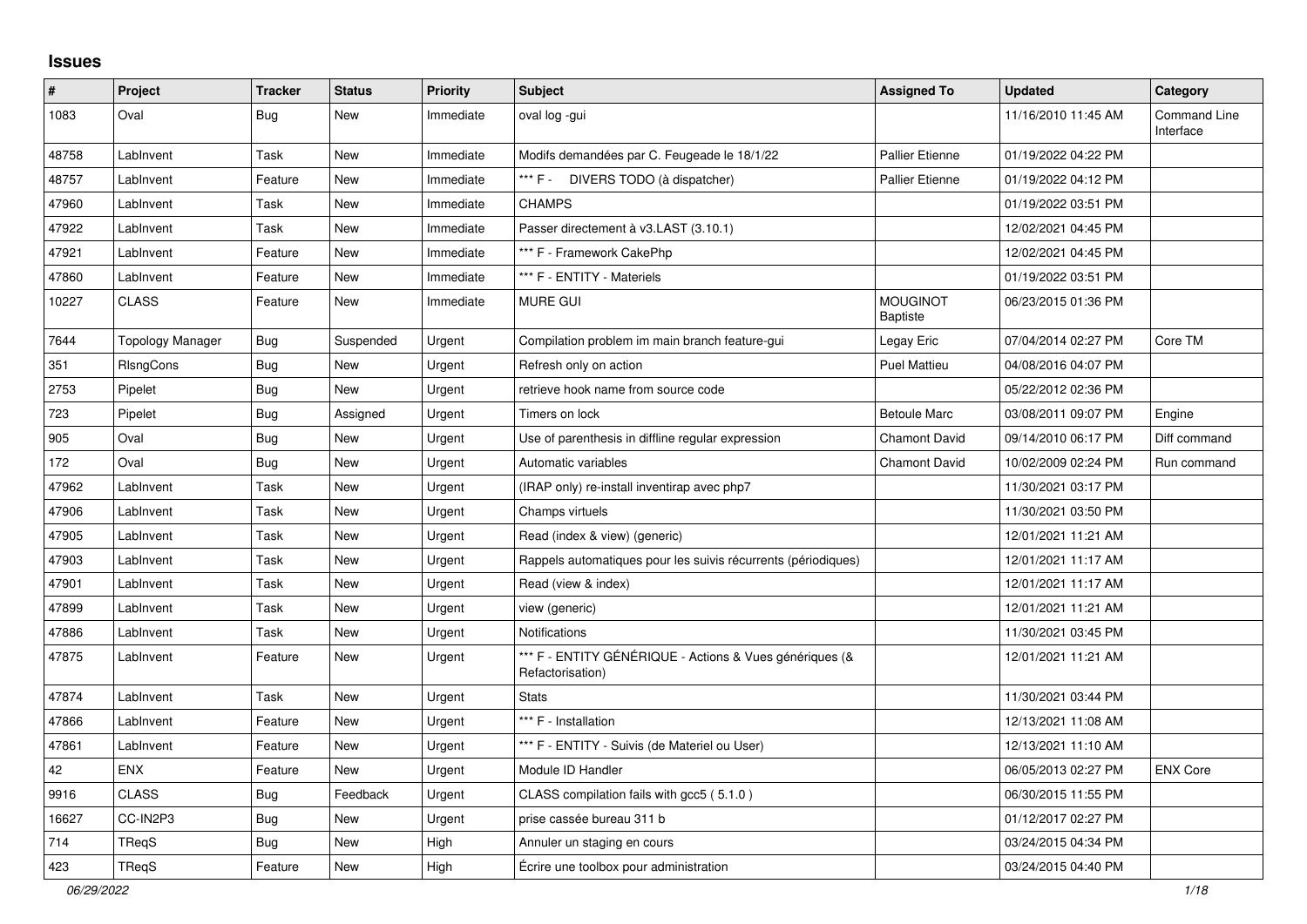# Issues

| # | Project | Tracker | Status | Priority | Subject | Assigned To | Updated | Category |
|---|---|---|---|---|---|---|---|---|
| 1083 | Oval | Bug | New | Immediate | oval log -gui | | 11/16/2010 11:45 AM | Command Line Interface |
| 48758 | LabInvent | Task | New | Immediate | Modifs demandées par C. Feugeade le 18/1/22 | Pallier Etienne | 01/19/2022 04:22 PM | |
| 48757 | LabInvent | Feature | New | Immediate | *** F - DIVERS TODO (à dispatcher) | Pallier Etienne | 01/19/2022 04:12 PM | |
| 47960 | LabInvent | Task | New | Immediate | CHAMPS | | 01/19/2022 03:51 PM | |
| 47922 | LabInvent | Task | New | Immediate | Passer directement à v3.LAST (3.10.1) | | 12/02/2021 04:45 PM | |
| 47921 | LabInvent | Feature | New | Immediate | *** F - Framework CakePhp | | 12/02/2021 04:45 PM | |
| 47860 | LabInvent | Feature | New | Immediate | *** F - ENTITY - Materiels | | 01/19/2022 03:51 PM | |
| 10227 | CLASS | Feature | New | Immediate | MURE GUI | MOUGINOT Baptiste | 06/23/2015 01:36 PM | |
| 7644 | Topology Manager | Bug | Suspended | Urgent | Compilation problem im main branch feature-gui | Legay Eric | 07/04/2014 02:27 PM | Core TM |
| 351 | RlsngCons | Bug | New | Urgent | Refresh only on action | Puel Mattieu | 04/08/2016 04:07 PM | |
| 2753 | Pipelet | Bug | New | Urgent | retrieve hook name from source code | | 05/22/2012 02:36 PM | |
| 723 | Pipelet | Bug | Assigned | Urgent | Timers on lock | Betoule Marc | 03/08/2011 09:07 PM | Engine |
| 905 | Oval | Bug | New | Urgent | Use of parenthesis in diffline regular expression | Chamont David | 09/14/2010 06:17 PM | Diff command |
| 172 | Oval | Bug | New | Urgent | Automatic variables | Chamont David | 10/02/2009 02:24 PM | Run command |
| 47962 | LabInvent | Task | New | Urgent | (IRAP only) re-install inventirap avec php7 | | 11/30/2021 03:17 PM | |
| 47906 | LabInvent | Task | New | Urgent | Champs virtuels | | 11/30/2021 03:50 PM | |
| 47905 | LabInvent | Task | New | Urgent | Read (index & view) (generic) | | 12/01/2021 11:21 AM | |
| 47903 | LabInvent | Task | New | Urgent | Rappels automatiques pour les suivis récurrents (périodiques) | | 12/01/2021 11:17 AM | |
| 47901 | LabInvent | Task | New | Urgent | Read (view & index) | | 12/01/2021 11:17 AM | |
| 47899 | LabInvent | Task | New | Urgent | view (generic) | | 12/01/2021 11:21 AM | |
| 47886 | LabInvent | Task | New | Urgent | Notifications | | 11/30/2021 03:45 PM | |
| 47875 | LabInvent | Feature | New | Urgent | *** F - ENTITY GÉNÉRIQUE - Actions & Vues génériques (& Refactorisation) | | 12/01/2021 11:21 AM | |
| 47874 | LabInvent | Task | New | Urgent | Stats | | 11/30/2021 03:44 PM | |
| 47866 | LabInvent | Feature | New | Urgent | *** F - Installation | | 12/13/2021 11:08 AM | |
| 47861 | LabInvent | Feature | New | Urgent | *** F - ENTITY - Suivis (de Materiel ou User) | | 12/13/2021 11:10 AM | |
| 42 | ENX | Feature | New | Urgent | Module ID Handler | | 06/05/2013 02:27 PM | ENX Core |
| 9916 | CLASS | Bug | Feedback | Urgent | CLASS compilation fails with gcc5 ( 5.1.0 ) | | 06/30/2015 11:55 PM | |
| 16627 | CC-IN2P3 | Bug | New | Urgent | prise cassée bureau 311 b | | 01/12/2017 02:27 PM | |
| 714 | TReqS | Bug | New | High | Annuler un staging en cours | | 03/24/2015 04:34 PM | |
| 423 | TReqS | Feature | New | High | Écrire une toolbox pour administration | | 03/24/2015 04:40 PM | |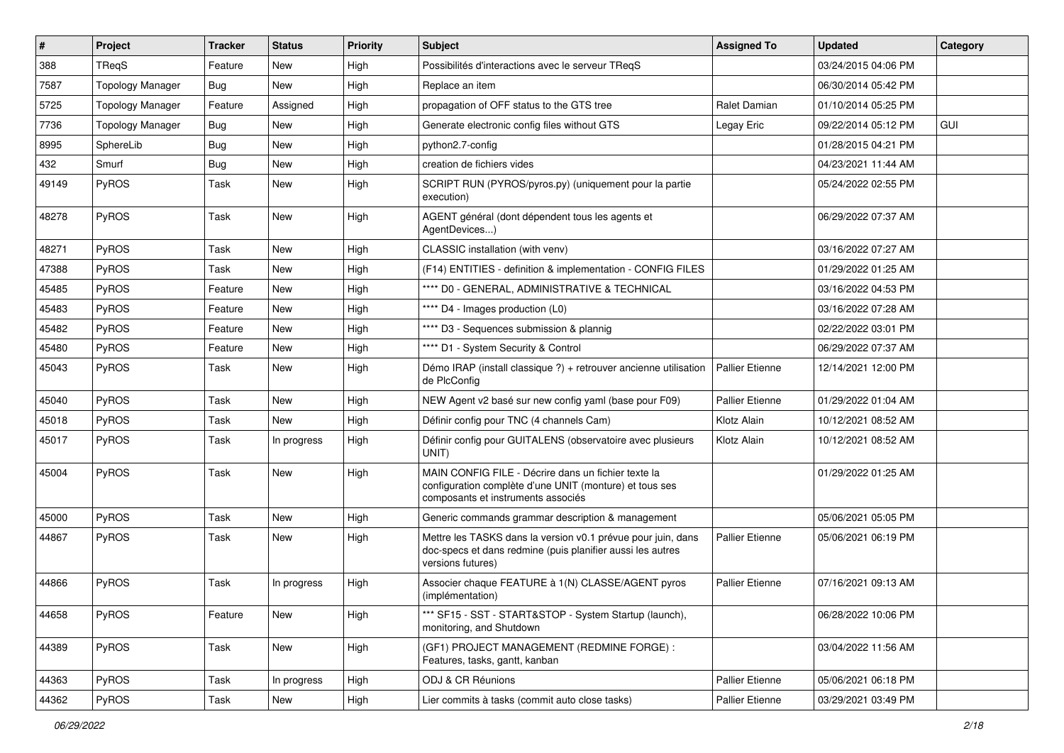| # | Project | Tracker | Status | Priority | Subject | Assigned To | Updated | Category |
|---|---|---|---|---|---|---|---|---|
| 388 | TReqS | Feature | New | High | Possibilités d'interactions avec le serveur TReqS | | 03/24/2015 04:06 PM | |
| 7587 | Topology Manager | Bug | New | High | Replace an item | | 06/30/2014 05:42 PM | |
| 5725 | Topology Manager | Feature | Assigned | High | propagation of OFF status to the GTS tree | Ralet Damian | 01/10/2014 05:25 PM | |
| 7736 | Topology Manager | Bug | New | High | Generate electronic config files without GTS | Legay Eric | 09/22/2014 05:12 PM | GUI |
| 8995 | SphereLib | Bug | New | High | python2.7-config | | 01/28/2015 04:21 PM | |
| 432 | Smurf | Bug | New | High | creation de fichiers vides | | 04/23/2021 11:44 AM | |
| 49149 | PyROS | Task | New | High | SCRIPT RUN (PYROS/pyros.py) (uniquement pour la partie execution) | | 05/24/2022 02:55 PM | |
| 48278 | PyROS | Task | New | High | AGENT général (dont dépendent tous les agents et AgentDevices...) | | 06/29/2022 07:37 AM | |
| 48271 | PyROS | Task | New | High | CLASSIC installation (with venv) | | 03/16/2022 07:27 AM | |
| 47388 | PyROS | Task | New | High | (F14) ENTITIES - definition & implementation - CONFIG FILES | | 01/29/2022 01:25 AM | |
| 45485 | PyROS | Feature | New | High | **** D0 - GENERAL, ADMINISTRATIVE & TECHNICAL | | 03/16/2022 04:53 PM | |
| 45483 | PyROS | Feature | New | High | **** D4 - Images production (L0) | | 03/16/2022 07:28 AM | |
| 45482 | PyROS | Feature | New | High | **** D3 - Sequences submission & plannig | | 02/22/2022 03:01 PM | |
| 45480 | PyROS | Feature | New | High | **** D1 - System Security & Control | | 06/29/2022 07:37 AM | |
| 45043 | PyROS | Task | New | High | Démo IRAP (install classique ?) + retrouver ancienne utilisation de PlcConfig | Pallier Etienne | 12/14/2021 12:00 PM | |
| 45040 | PyROS | Task | New | High | NEW Agent v2 basé sur new config yaml (base pour F09) | Pallier Etienne | 01/29/2022 01:04 AM | |
| 45018 | PyROS | Task | New | High | Définir config pour TNC (4 channels Cam) | Klotz Alain | 10/12/2021 08:52 AM | |
| 45017 | PyROS | Task | In progress | High | Définir config pour GUITALENS (observatoire avec plusieurs UNIT) | Klotz Alain | 10/12/2021 08:52 AM | |
| 45004 | PyROS | Task | New | High | MAIN CONFIG FILE - Décrire dans un fichier texte la configuration complète d'une UNIT (monture) et tous ses composants et instruments associés | | 01/29/2022 01:25 AM | |
| 45000 | PyROS | Task | New | High | Generic commands grammar description & management | | 05/06/2021 05:05 PM | |
| 44867 | PyROS | Task | New | High | Mettre les TASKS dans la version v0.1 prévue pour juin, dans doc-specs et dans redmine (puis planifier aussi les autres versions futures) | Pallier Etienne | 05/06/2021 06:19 PM | |
| 44866 | PyROS | Task | In progress | High | Associer chaque FEATURE à 1(N) CLASSE/AGENT pyros (implémentation) | Pallier Etienne | 07/16/2021 09:13 AM | |
| 44658 | PyROS | Feature | New | High | *** SF15 - SST - START&STOP - System Startup (launch), monitoring, and Shutdown | | 06/28/2022 10:06 PM | |
| 44389 | PyROS | Task | New | High | (GF1) PROJECT MANAGEMENT (REDMINE FORGE) : Features, tasks, gantt, kanban | | 03/04/2022 11:56 AM | |
| 44363 | PyROS | Task | In progress | High | ODJ & CR Réunions | Pallier Etienne | 05/06/2021 06:18 PM | |
| 44362 | PyROS | Task | New | High | Lier commits à tasks (commit auto close tasks) | Pallier Etienne | 03/29/2021 03:49 PM | |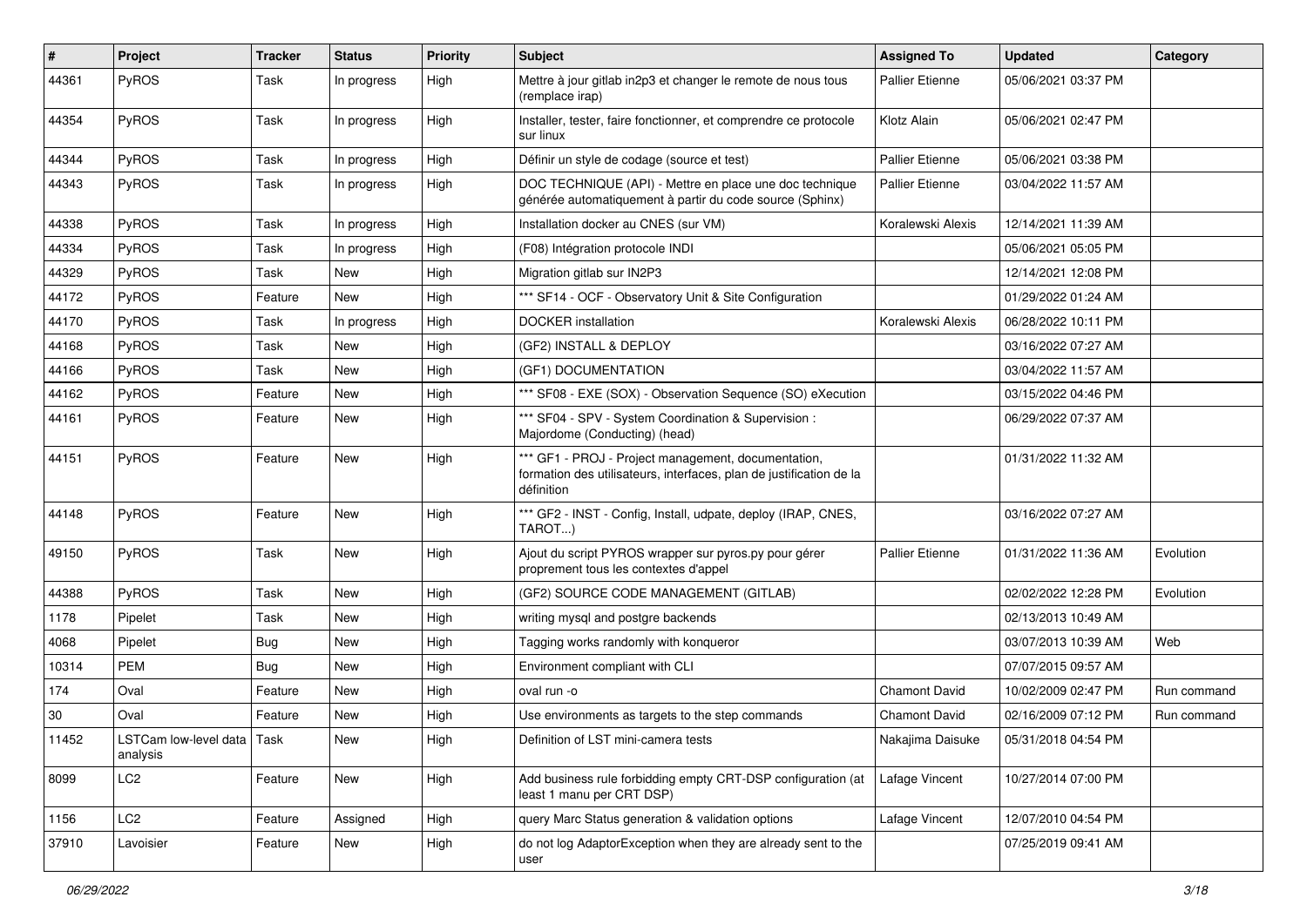| # | Project | Tracker | Status | Priority | Subject | Assigned To | Updated | Category |
|---|---|---|---|---|---|---|---|---|
| 44361 | PyROS | Task | In progress | High | Mettre à jour gitlab in2p3 et changer le remote de nous tous (remplace irap) | Pallier Etienne | 05/06/2021 03:37 PM | |
| 44354 | PyROS | Task | In progress | High | Installer, tester, faire fonctionner, et comprendre ce protocole sur linux | Klotz Alain | 05/06/2021 02:47 PM | |
| 44344 | PyROS | Task | In progress | High | Définir un style de codage (source et test) | Pallier Etienne | 05/06/2021 03:38 PM | |
| 44343 | PyROS | Task | In progress | High | DOC TECHNIQUE (API) - Mettre en place une doc technique générée automatiquement à partir du code source (Sphinx) | Pallier Etienne | 03/04/2022 11:57 AM | |
| 44338 | PyROS | Task | In progress | High | Installation docker au CNES (sur VM) | Koralewski Alexis | 12/14/2021 11:39 AM | |
| 44334 | PyROS | Task | In progress | High | (F08) Intégration protocole INDI | | 05/06/2021 05:05 PM | |
| 44329 | PyROS | Task | New | High | Migration gitlab sur IN2P3 | | 12/14/2021 12:08 PM | |
| 44172 | PyROS | Feature | New | High | *** SF14 - OCF - Observatory Unit & Site Configuration | | 01/29/2022 01:24 AM | |
| 44170 | PyROS | Task | In progress | High | DOCKER installation | Koralewski Alexis | 06/28/2022 10:11 PM | |
| 44168 | PyROS | Task | New | High | (GF2) INSTALL & DEPLOY | | 03/16/2022 07:27 AM | |
| 44166 | PyROS | Task | New | High | (GF1) DOCUMENTATION | | 03/04/2022 11:57 AM | |
| 44162 | PyROS | Feature | New | High | *** SF08 - EXE (SOX) - Observation Sequence (SO) eXecution | | 03/15/2022 04:46 PM | |
| 44161 | PyROS | Feature | New | High | *** SF04 - SPV - System Coordination & Supervision : Majordome (Conducting) (head) | | 06/29/2022 07:37 AM | |
| 44151 | PyROS | Feature | New | High | *** GF1 - PROJ - Project management, documentation, formation des utilisateurs, interfaces, plan de justification de la définition | | 01/31/2022 11:32 AM | |
| 44148 | PyROS | Feature | New | High | *** GF2 - INST - Config, Install, udpate, deploy (IRAP, CNES, TAROT...) | | 03/16/2022 07:27 AM | |
| 49150 | PyROS | Task | New | High | Ajout du script PYROS wrapper sur pyros.py pour gérer proprement tous les contextes d'appel | Pallier Etienne | 01/31/2022 11:36 AM | Evolution |
| 44388 | PyROS | Task | New | High | (GF2) SOURCE CODE MANAGEMENT (GITLAB) | | 02/02/2022 12:28 PM | Evolution |
| 1178 | Pipelet | Task | New | High | writing mysql and postgre backends | | 02/13/2013 10:49 AM | |
| 4068 | Pipelet | Bug | New | High | Tagging works randomly with konqueror | | 03/07/2013 10:39 AM | Web |
| 10314 | PEM | Bug | New | High | Environment compliant with CLI | | 07/07/2015 09:57 AM | |
| 174 | Oval | Feature | New | High | oval run -o | Chamont David | 10/02/2009 02:47 PM | Run command |
| 30 | Oval | Feature | New | High | Use environments as targets to the step commands | Chamont David | 02/16/2009 07:12 PM | Run command |
| 11452 | LSTCam low-level data analysis | Task | New | High | Definition of LST mini-camera tests | Nakajima Daisuke | 05/31/2018 04:54 PM | |
| 8099 | LC2 | Feature | New | High | Add business rule forbidding empty CRT-DSP configuration (at least 1 manu per CRT DSP) | Lafage Vincent | 10/27/2014 07:00 PM | |
| 1156 | LC2 | Feature | Assigned | High | query Marc Status generation & validation options | Lafage Vincent | 12/07/2010 04:54 PM | |
| 37910 | Lavoisier | Feature | New | High | do not log AdaptorException when they are already sent to the user | | 07/25/2019 09:41 AM | |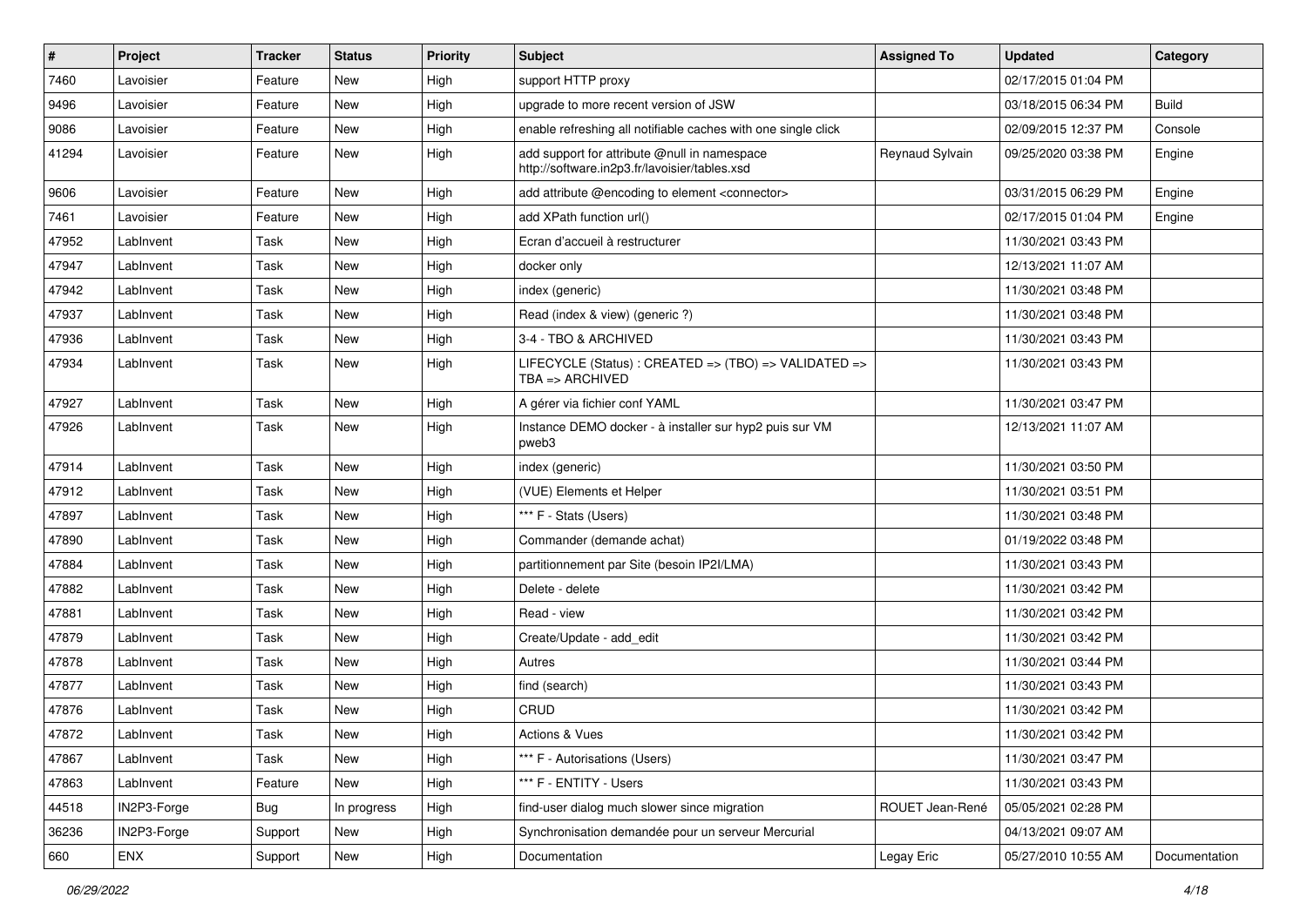| # | Project | Tracker | Status | Priority | Subject | Assigned To | Updated | Category |
|---|---|---|---|---|---|---|---|---|
| 7460 | Lavoisier | Feature | New | High | support HTTP proxy | | 02/17/2015 01:04 PM | |
| 9496 | Lavoisier | Feature | New | High | upgrade to more recent version of JSW | | 03/18/2015 06:34 PM | Build |
| 9086 | Lavoisier | Feature | New | High | enable refreshing all notifiable caches with one single click | | 02/09/2015 12:37 PM | Console |
| 41294 | Lavoisier | Feature | New | High | add support for attribute @null in namespace http://software.in2p3.fr/lavoisier/tables.xsd | Reynaud Sylvain | 09/25/2020 03:38 PM | Engine |
| 9606 | Lavoisier | Feature | New | High | add attribute @encoding to element <connector> | | 03/31/2015 06:29 PM | Engine |
| 7461 | Lavoisier | Feature | New | High | add XPath function url() | | 02/17/2015 01:04 PM | Engine |
| 47952 | LabInvent | Task | New | High | Ecran d'accueil à restructurer | | 11/30/2021 03:43 PM | |
| 47947 | LabInvent | Task | New | High | docker only | | 12/13/2021 11:07 AM | |
| 47942 | LabInvent | Task | New | High | index (generic) | | 11/30/2021 03:48 PM | |
| 47937 | LabInvent | Task | New | High | Read (index & view) (generic ?) | | 11/30/2021 03:48 PM | |
| 47936 | LabInvent | Task | New | High | 3-4 - TBO & ARCHIVED | | 11/30/2021 03:43 PM | |
| 47934 | LabInvent | Task | New | High | LIFECYCLE (Status) : CREATED => (TBO) => VALIDATED => TBA => ARCHIVED | | 11/30/2021 03:43 PM | |
| 47927 | LabInvent | Task | New | High | A gérer via fichier conf YAML | | 11/30/2021 03:47 PM | |
| 47926 | LabInvent | Task | New | High | Instance DEMO docker - à installer sur hyp2 puis sur VM pweb3 | | 12/13/2021 11:07 AM | |
| 47914 | LabInvent | Task | New | High | index (generic) | | 11/30/2021 03:50 PM | |
| 47912 | LabInvent | Task | New | High | (VUE) Elements et Helper | | 11/30/2021 03:51 PM | |
| 47897 | LabInvent | Task | New | High | *** F - Stats (Users) | | 11/30/2021 03:48 PM | |
| 47890 | LabInvent | Task | New | High | Commander (demande achat) | | 01/19/2022 03:48 PM | |
| 47884 | LabInvent | Task | New | High | partitionnement par Site (besoin IP2I/LMA) | | 11/30/2021 03:43 PM | |
| 47882 | LabInvent | Task | New | High | Delete - delete | | 11/30/2021 03:42 PM | |
| 47881 | LabInvent | Task | New | High | Read - view | | 11/30/2021 03:42 PM | |
| 47879 | LabInvent | Task | New | High | Create/Update - add_edit | | 11/30/2021 03:42 PM | |
| 47878 | LabInvent | Task | New | High | Autres | | 11/30/2021 03:44 PM | |
| 47877 | LabInvent | Task | New | High | find (search) | | 11/30/2021 03:43 PM | |
| 47876 | LabInvent | Task | New | High | CRUD | | 11/30/2021 03:42 PM | |
| 47872 | LabInvent | Task | New | High | Actions & Vues | | 11/30/2021 03:42 PM | |
| 47867 | LabInvent | Task | New | High | *** F - Autorisations (Users) | | 11/30/2021 03:47 PM | |
| 47863 | LabInvent | Feature | New | High | *** F - ENTITY - Users | | 11/30/2021 03:43 PM | |
| 44518 | IN2P3-Forge | Bug | In progress | High | find-user dialog much slower since migration | ROUET Jean-René | 05/05/2021 02:28 PM | |
| 36236 | IN2P3-Forge | Support | New | High | Synchronisation demandée pour un serveur Mercurial | | 04/13/2021 09:07 AM | |
| 660 | ENX | Support | New | High | Documentation | Legay Eric | 05/27/2010 10:55 AM | Documentation |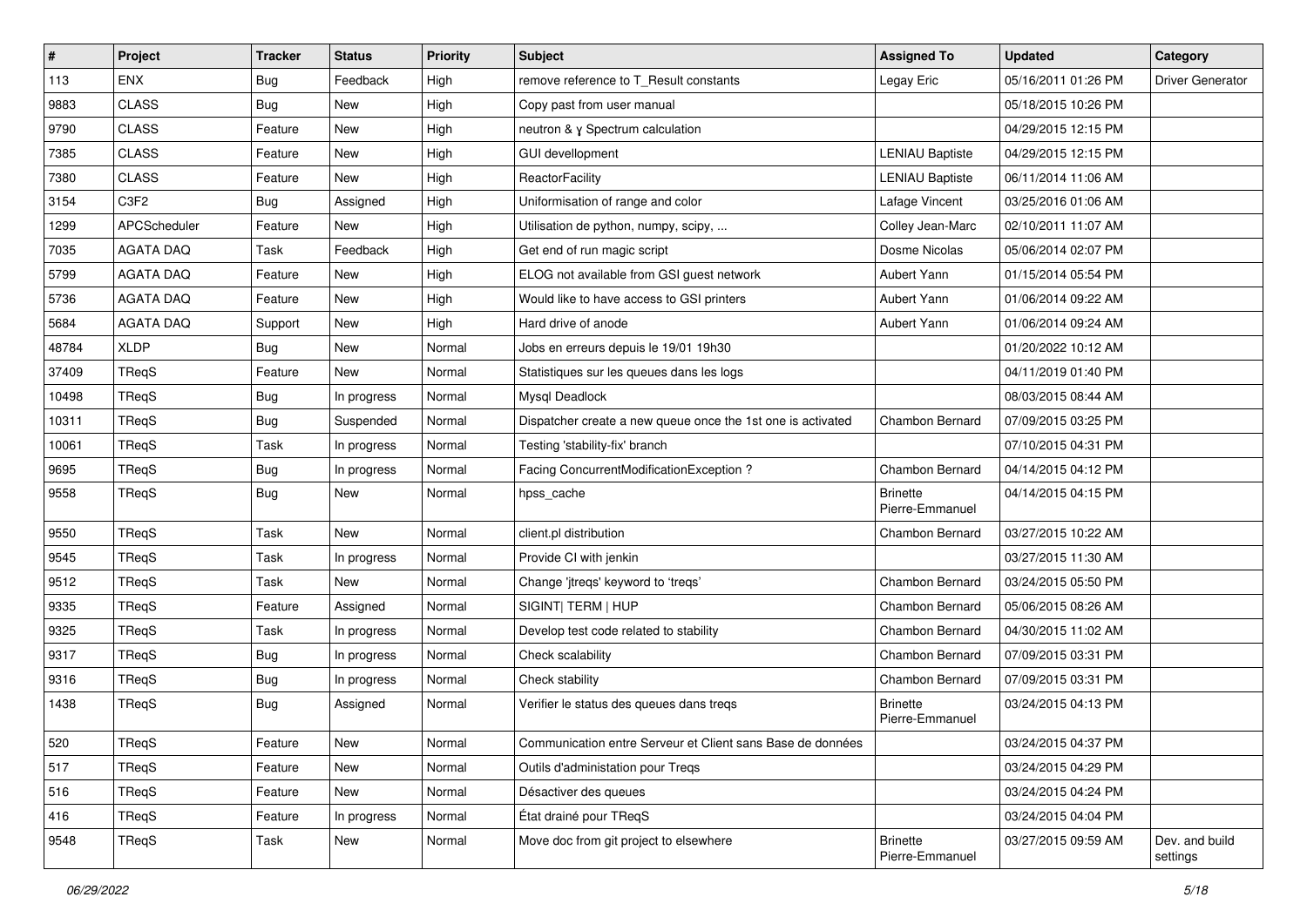| # | Project | Tracker | Status | Priority | Subject | Assigned To | Updated | Category |
|---|---|---|---|---|---|---|---|---|
| 113 | ENX | Bug | Feedback | High | remove reference to T_Result constants | Legay Eric | 05/16/2011 01:26 PM | Driver Generator |
| 9883 | CLASS | Bug | New | High | Copy past from user manual | | 05/18/2015 10:26 PM | |
| 9790 | CLASS | Feature | New | High | neutron & γ Spectrum calculation | | 04/29/2015 12:15 PM | |
| 7385 | CLASS | Feature | New | High | GUI devellopment | LENIAU Baptiste | 04/29/2015 12:15 PM | |
| 7380 | CLASS | Feature | New | High | ReactorFacility | LENIAU Baptiste | 06/11/2014 11:06 AM | |
| 3154 | C3F2 | Bug | Assigned | High | Uniformisation of range and color | Lafage Vincent | 03/25/2016 01:06 AM | |
| 1299 | APCScheduler | Feature | New | High | Utilisation de python, numpy, scipy, ... | Colley Jean-Marc | 02/10/2011 11:07 AM | |
| 7035 | AGATA DAQ | Task | Feedback | High | Get end of run magic script | Dosme Nicolas | 05/06/2014 02:07 PM | |
| 5799 | AGATA DAQ | Feature | New | High | ELOG not available from GSI guest network | Aubert Yann | 01/15/2014 05:54 PM | |
| 5736 | AGATA DAQ | Feature | New | High | Would like to have access to GSI printers | Aubert Yann | 01/06/2014 09:22 AM | |
| 5684 | AGATA DAQ | Support | New | High | Hard drive of anode | Aubert Yann | 01/06/2014 09:24 AM | |
| 48784 | XLDP | Bug | New | Normal | Jobs en erreurs depuis le 19/01 19h30 | | 01/20/2022 10:12 AM | |
| 37409 | TReqS | Feature | New | Normal | Statistiques sur les queues dans les logs | | 04/11/2019 01:40 PM | |
| 10498 | TReqS | Bug | In progress | Normal | Mysql Deadlock | | 08/03/2015 08:44 AM | |
| 10311 | TReqS | Bug | Suspended | Normal | Dispatcher create a new queue once the 1st one is activated | Chambon Bernard | 07/09/2015 03:25 PM | |
| 10061 | TReqS | Task | In progress | Normal | Testing 'stability-fix' branch | | 07/10/2015 04:31 PM | |
| 9695 | TReqS | Bug | In progress | Normal | Facing ConcurrentModificationException ? | Chambon Bernard | 04/14/2015 04:12 PM | |
| 9558 | TReqS | Bug | New | Normal | hpss_cache | Brinette Pierre-Emmanuel | 04/14/2015 04:15 PM | |
| 9550 | TReqS | Task | New | Normal | client.pl distribution | Chambon Bernard | 03/27/2015 10:22 AM | |
| 9545 | TReqS | Task | In progress | Normal | Provide CI with jenkin | | 03/27/2015 11:30 AM | |
| 9512 | TReqS | Task | New | Normal | Change 'jtreqs' keyword to 'treqs' | Chambon Bernard | 03/24/2015 05:50 PM | |
| 9335 | TReqS | Feature | Assigned | Normal | SIGINT\| TERM \| HUP | Chambon Bernard | 05/06/2015 08:26 AM | |
| 9325 | TReqS | Task | In progress | Normal | Develop test code related to stability | Chambon Bernard | 04/30/2015 11:02 AM | |
| 9317 | TReqS | Bug | In progress | Normal | Check scalability | Chambon Bernard | 07/09/2015 03:31 PM | |
| 9316 | TReqS | Bug | In progress | Normal | Check stability | Chambon Bernard | 07/09/2015 03:31 PM | |
| 1438 | TReqS | Bug | Assigned | Normal | Verifier le status des queues dans treqs | Brinette Pierre-Emmanuel | 03/24/2015 04:13 PM | |
| 520 | TReqS | Feature | New | Normal | Communication entre Serveur et Client sans Base de données | | 03/24/2015 04:37 PM | |
| 517 | TReqS | Feature | New | Normal | Outils d'administation pour Treqs | | 03/24/2015 04:29 PM | |
| 516 | TReqS | Feature | New | Normal | Désactiver des queues | | 03/24/2015 04:24 PM | |
| 416 | TReqS | Feature | In progress | Normal | État drainé pour TReqS | | 03/24/2015 04:04 PM | |
| 9548 | TReqS | Task | New | Normal | Move doc from git project to elsewhere | Brinette Pierre-Emmanuel | 03/27/2015 09:59 AM | Dev. and build settings |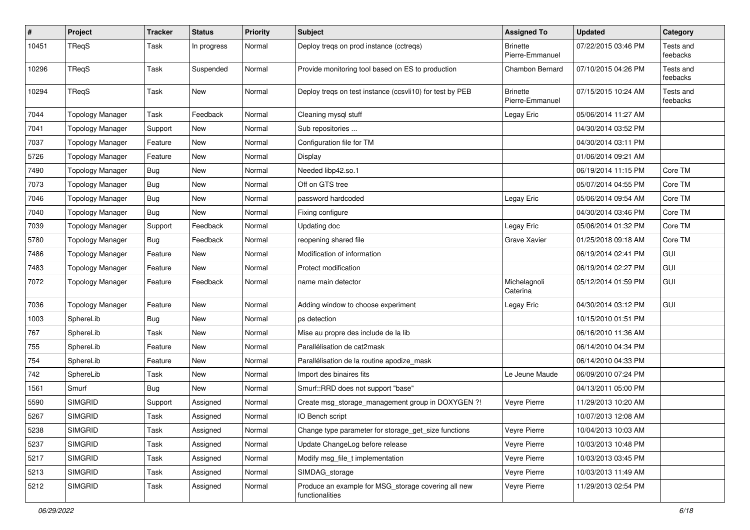| # | Project | Tracker | Status | Priority | Subject | Assigned To | Updated | Category |
|---|---|---|---|---|---|---|---|---|
| 10451 | TReqS | Task | In progress | Normal | Deploy treqs on prod instance (cctreqs) | Brinette Pierre-Emmanuel | 07/22/2015 03:46 PM | Tests and feebacks |
| 10296 | TReqS | Task | Suspended | Normal | Provide monitoring tool based on ES to production | Chambon Bernard | 07/10/2015 04:26 PM | Tests and feebacks |
| 10294 | TReqS | Task | New | Normal | Deploy treqs on test instance (ccsvli10) for test by PEB | Brinette Pierre-Emmanuel | 07/15/2015 10:24 AM | Tests and feebacks |
| 7044 | Topology Manager | Task | Feedback | Normal | Cleaning mysql stuff | Legay Eric | 05/06/2014 11:27 AM | |
| 7041 | Topology Manager | Support | New | Normal | Sub repositories ... | | 04/30/2014 03:52 PM | |
| 7037 | Topology Manager | Feature | New | Normal | Configuration file for TM | | 04/30/2014 03:11 PM | |
| 5726 | Topology Manager | Feature | New | Normal | Display | | 01/06/2014 09:21 AM | |
| 7490 | Topology Manager | Bug | New | Normal | Needed libp42.so.1 | | 06/19/2014 11:15 PM | Core TM |
| 7073 | Topology Manager | Bug | New | Normal | Off on GTS tree | | 05/07/2014 04:55 PM | Core TM |
| 7046 | Topology Manager | Bug | New | Normal | password hardcoded | Legay Eric | 05/06/2014 09:54 AM | Core TM |
| 7040 | Topology Manager | Bug | New | Normal | Fixing configure | | 04/30/2014 03:46 PM | Core TM |
| 7039 | Topology Manager | Support | Feedback | Normal | Updating doc | Legay Eric | 05/06/2014 01:32 PM | Core TM |
| 5780 | Topology Manager | Bug | Feedback | Normal | reopening shared file | Grave Xavier | 01/25/2018 09:18 AM | Core TM |
| 7486 | Topology Manager | Feature | New | Normal | Modification of information | | 06/19/2014 02:41 PM | GUI |
| 7483 | Topology Manager | Feature | New | Normal | Protect modification | | 06/19/2014 02:27 PM | GUI |
| 7072 | Topology Manager | Feature | Feedback | Normal | name main detector | Michelagnoli Caterina | 05/12/2014 01:59 PM | GUI |
| 7036 | Topology Manager | Feature | New | Normal | Adding window to choose experiment | Legay Eric | 04/30/2014 03:12 PM | GUI |
| 1003 | SphereLib | Bug | New | Normal | ps detection | | 10/15/2010 01:51 PM | |
| 767 | SphereLib | Task | New | Normal | Mise au propre des include de la lib | | 06/16/2010 11:36 AM | |
| 755 | SphereLib | Feature | New | Normal | Parallélisation de cat2mask | | 06/14/2010 04:34 PM | |
| 754 | SphereLib | Feature | New | Normal | Parallélisation de la routine apodize_mask | | 06/14/2010 04:33 PM | |
| 742 | SphereLib | Task | New | Normal | Import des binaires fits | Le Jeune Maude | 06/09/2010 07:24 PM | |
| 1561 | Smurf | Bug | New | Normal | Smurf::RRD does not support "base" | | 04/13/2011 05:00 PM | |
| 5590 | SIMGRID | Support | Assigned | Normal | Create msg_storage_management group in DOXYGEN ?! | Veyre Pierre | 11/29/2013 10:20 AM | |
| 5267 | SIMGRID | Task | Assigned | Normal | IO Bench script | | 10/07/2013 12:08 AM | |
| 5238 | SIMGRID | Task | Assigned | Normal | Change type parameter for storage_get_size functions | Veyre Pierre | 10/04/2013 10:03 AM | |
| 5237 | SIMGRID | Task | Assigned | Normal | Update ChangeLog before release | Veyre Pierre | 10/03/2013 10:48 PM | |
| 5217 | SIMGRID | Task | Assigned | Normal | Modify msg_file_t implementation | Veyre Pierre | 10/03/2013 03:45 PM | |
| 5213 | SIMGRID | Task | Assigned | Normal | SIMDAG_storage | Veyre Pierre | 10/03/2013 11:49 AM | |
| 5212 | SIMGRID | Task | Assigned | Normal | Produce an example for MSG_storage covering all new functionalities | Veyre Pierre | 11/29/2013 02:54 PM | |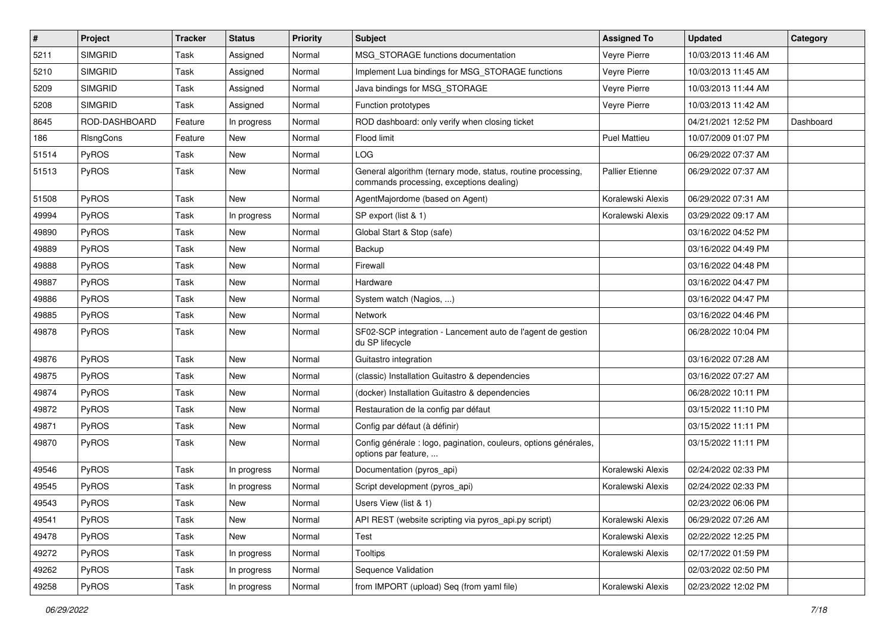| # | Project | Tracker | Status | Priority | Subject | Assigned To | Updated | Category |
|---|---|---|---|---|---|---|---|---|
| 5211 | SIMGRID | Task | Assigned | Normal | MSG_STORAGE functions documentation | Veyre Pierre | 10/03/2013 11:46 AM | |
| 5210 | SIMGRID | Task | Assigned | Normal | Implement Lua bindings for MSG_STORAGE functions | Veyre Pierre | 10/03/2013 11:45 AM | |
| 5209 | SIMGRID | Task | Assigned | Normal | Java bindings for MSG_STORAGE | Veyre Pierre | 10/03/2013 11:44 AM | |
| 5208 | SIMGRID | Task | Assigned | Normal | Function prototypes | Veyre Pierre | 10/03/2013 11:42 AM | |
| 8645 | ROD-DASHBOARD | Feature | In progress | Normal | ROD dashboard: only verify when closing ticket | | 04/21/2021 12:52 PM | Dashboard |
| 186 | RlsngCons | Feature | New | Normal | Flood limit | Puel Mattieu | 10/07/2009 01:07 PM | |
| 51514 | PyROS | Task | New | Normal | LOG | | 06/29/2022 07:37 AM | |
| 51513 | PyROS | Task | New | Normal | General algorithm (ternary mode, status, routine processing, commands processing, exceptions dealing) | Pallier Etienne | 06/29/2022 07:37 AM | |
| 51508 | PyROS | Task | New | Normal | AgentMajordome (based on Agent) | Koralewski Alexis | 06/29/2022 07:31 AM | |
| 49994 | PyROS | Task | In progress | Normal | SP export (list & 1) | Koralewski Alexis | 03/29/2022 09:17 AM | |
| 49890 | PyROS | Task | New | Normal | Global Start & Stop (safe) | | 03/16/2022 04:52 PM | |
| 49889 | PyROS | Task | New | Normal | Backup | | 03/16/2022 04:49 PM | |
| 49888 | PyROS | Task | New | Normal | Firewall | | 03/16/2022 04:48 PM | |
| 49887 | PyROS | Task | New | Normal | Hardware | | 03/16/2022 04:47 PM | |
| 49886 | PyROS | Task | New | Normal | System watch (Nagios, ...) | | 03/16/2022 04:47 PM | |
| 49885 | PyROS | Task | New | Normal | Network | | 03/16/2022 04:46 PM | |
| 49878 | PyROS | Task | New | Normal | SF02-SCP integration - Lancement auto de l'agent de gestion du SP lifecycle | | 06/28/2022 10:04 PM | |
| 49876 | PyROS | Task | New | Normal | Guitastro integration | | 03/16/2022 07:28 AM | |
| 49875 | PyROS | Task | New | Normal | (classic) Installation Guitastro & dependencies | | 03/16/2022 07:27 AM | |
| 49874 | PyROS | Task | New | Normal | (docker) Installation Guitastro & dependencies | | 06/28/2022 10:11 PM | |
| 49872 | PyROS | Task | New | Normal | Restauration de la config par défaut | | 03/15/2022 11:10 PM | |
| 49871 | PyROS | Task | New | Normal | Config par défaut (à définir) | | 03/15/2022 11:11 PM | |
| 49870 | PyROS | Task | New | Normal | Config générale : logo, pagination, couleurs, options générales, options par feature, ... | | 03/15/2022 11:11 PM | |
| 49546 | PyROS | Task | In progress | Normal | Documentation (pyros_api) | Koralewski Alexis | 02/24/2022 02:33 PM | |
| 49545 | PyROS | Task | In progress | Normal | Script development (pyros_api) | Koralewski Alexis | 02/24/2022 02:33 PM | |
| 49543 | PyROS | Task | New | Normal | Users View (list & 1) | | 02/23/2022 06:06 PM | |
| 49541 | PyROS | Task | New | Normal | API REST (website scripting via pyros_api.py script) | Koralewski Alexis | 06/29/2022 07:26 AM | |
| 49478 | PyROS | Task | New | Normal | Test | Koralewski Alexis | 02/22/2022 12:25 PM | |
| 49272 | PyROS | Task | In progress | Normal | Tooltips | Koralewski Alexis | 02/17/2022 01:59 PM | |
| 49262 | PyROS | Task | In progress | Normal | Sequence Validation | | 02/03/2022 02:50 PM | |
| 49258 | PyROS | Task | In progress | Normal | from IMPORT (upload) Seq (from yaml file) | Koralewski Alexis | 02/23/2022 12:02 PM | |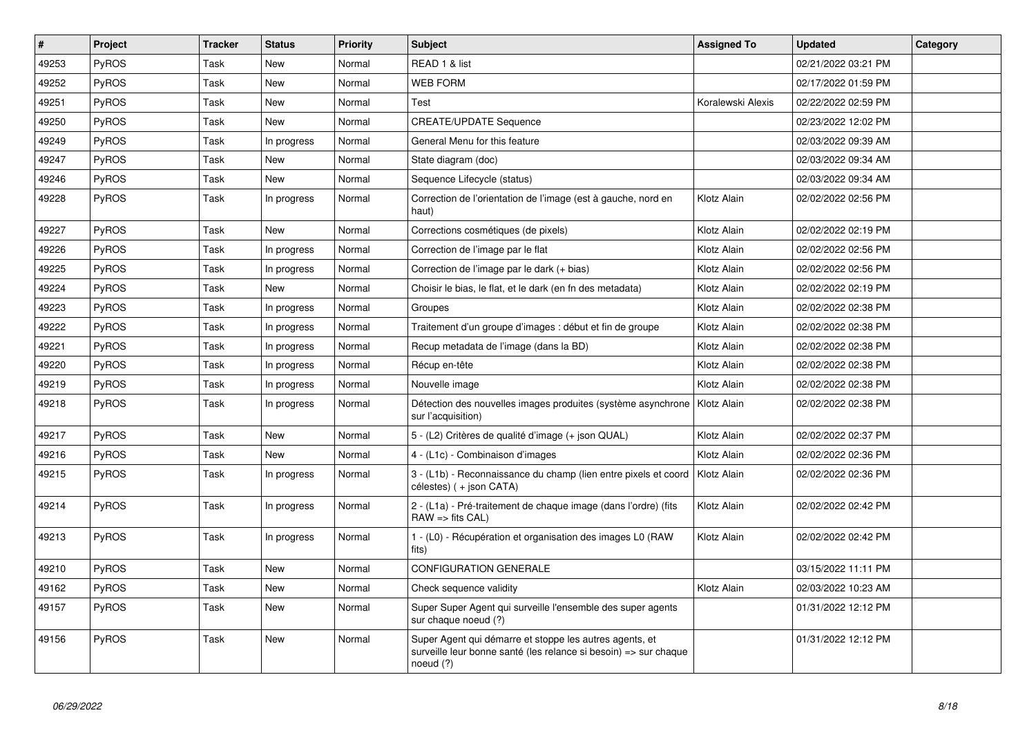| # | Project | Tracker | Status | Priority | Subject | Assigned To | Updated | Category |
|---|---|---|---|---|---|---|---|---|
| 49253 | PyROS | Task | New | Normal | READ 1 & list | | 02/21/2022 03:21 PM | |
| 49252 | PyROS | Task | New | Normal | WEB FORM | | 02/17/2022 01:59 PM | |
| 49251 | PyROS | Task | New | Normal | Test | Koralewski Alexis | 02/22/2022 02:59 PM | |
| 49250 | PyROS | Task | New | Normal | CREATE/UPDATE Sequence | | 02/23/2022 12:02 PM | |
| 49249 | PyROS | Task | In progress | Normal | General Menu for this feature | | 02/03/2022 09:39 AM | |
| 49247 | PyROS | Task | New | Normal | State diagram (doc) | | 02/03/2022 09:34 AM | |
| 49246 | PyROS | Task | New | Normal | Sequence Lifecycle (status) | | 02/03/2022 09:34 AM | |
| 49228 | PyROS | Task | In progress | Normal | Correction de l'orientation de l'image (est à gauche, nord en haut) | Klotz Alain | 02/02/2022 02:56 PM | |
| 49227 | PyROS | Task | New | Normal | Corrections cosmétiques (de pixels) | Klotz Alain | 02/02/2022 02:19 PM | |
| 49226 | PyROS | Task | In progress | Normal | Correction de l'image par le flat | Klotz Alain | 02/02/2022 02:56 PM | |
| 49225 | PyROS | Task | In progress | Normal | Correction de l'image par le dark (+ bias) | Klotz Alain | 02/02/2022 02:56 PM | |
| 49224 | PyROS | Task | New | Normal | Choisir le bias, le flat, et le dark (en fn des metadata) | Klotz Alain | 02/02/2022 02:19 PM | |
| 49223 | PyROS | Task | In progress | Normal | Groupes | Klotz Alain | 02/02/2022 02:38 PM | |
| 49222 | PyROS | Task | In progress | Normal | Traitement d'un groupe d'images : début et fin de groupe | Klotz Alain | 02/02/2022 02:38 PM | |
| 49221 | PyROS | Task | In progress | Normal | Recup metadata de l'image (dans la BD) | Klotz Alain | 02/02/2022 02:38 PM | |
| 49220 | PyROS | Task | In progress | Normal | Récup en-tête | Klotz Alain | 02/02/2022 02:38 PM | |
| 49219 | PyROS | Task | In progress | Normal | Nouvelle image | Klotz Alain | 02/02/2022 02:38 PM | |
| 49218 | PyROS | Task | In progress | Normal | Détection des nouvelles images produites (système asynchrone sur l'acquisition) | Klotz Alain | 02/02/2022 02:38 PM | |
| 49217 | PyROS | Task | New | Normal | 5 - (L2) Critères de qualité d'image (+ json QUAL) | Klotz Alain | 02/02/2022 02:37 PM | |
| 49216 | PyROS | Task | New | Normal | 4 - (L1c) - Combinaison d'images | Klotz Alain | 02/02/2022 02:36 PM | |
| 49215 | PyROS | Task | In progress | Normal | 3 - (L1b) - Reconnaissance du champ (lien entre pixels et coord célestes) ( + json CATA) | Klotz Alain | 02/02/2022 02:36 PM | |
| 49214 | PyROS | Task | In progress | Normal | 2 - (L1a) - Pré-traitement de chaque image (dans l'ordre) (fits RAW => fits CAL) | Klotz Alain | 02/02/2022 02:42 PM | |
| 49213 | PyROS | Task | In progress | Normal | 1 - (L0) - Récupération et organisation des images L0 (RAW fits) | Klotz Alain | 02/02/2022 02:42 PM | |
| 49210 | PyROS | Task | New | Normal | CONFIGURATION GENERALE | | 03/15/2022 11:11 PM | |
| 49162 | PyROS | Task | New | Normal | Check sequence validity | Klotz Alain | 02/03/2022 10:23 AM | |
| 49157 | PyROS | Task | New | Normal | Super Super Agent qui surveille l'ensemble des super agents sur chaque noeud (?) | | 01/31/2022 12:12 PM | |
| 49156 | PyROS | Task | New | Normal | Super Agent qui démarre et stoppe les autres agents, et surveille leur bonne santé (les relance si besoin) => sur chaque noeud (?) | | 01/31/2022 12:12 PM | |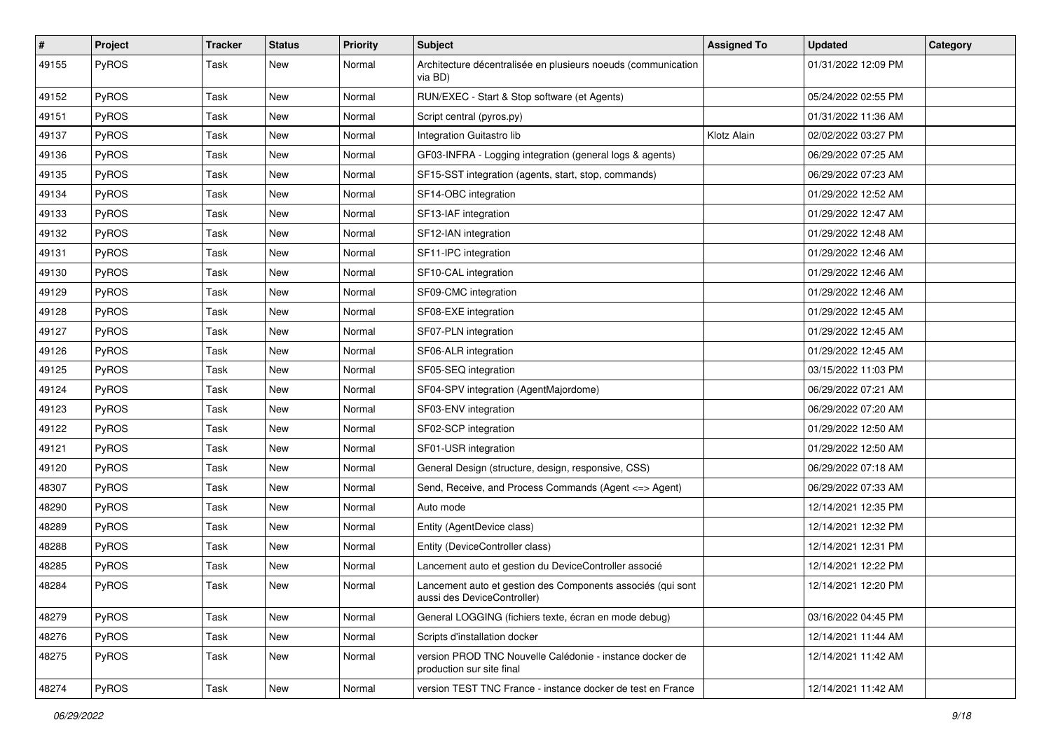| # | Project | Tracker | Status | Priority | Subject | Assigned To | Updated | Category |
|---|---|---|---|---|---|---|---|---|
| 49155 | PyROS | Task | New | Normal | Architecture décentralisée en plusieurs noeuds (communication via BD) | | 01/31/2022 12:09 PM | |
| 49152 | PyROS | Task | New | Normal | RUN/EXEC - Start & Stop software (et Agents) | | 05/24/2022 02:55 PM | |
| 49151 | PyROS | Task | New | Normal | Script central (pyros.py) | | 01/31/2022 11:36 AM | |
| 49137 | PyROS | Task | New | Normal | Integration Guitastro lib | Klotz Alain | 02/02/2022 03:27 PM | |
| 49136 | PyROS | Task | New | Normal | GF03-INFRA - Logging integration (general logs & agents) | | 06/29/2022 07:25 AM | |
| 49135 | PyROS | Task | New | Normal | SF15-SST integration (agents, start, stop, commands) | | 06/29/2022 07:23 AM | |
| 49134 | PyROS | Task | New | Normal | SF14-OBC integration | | 01/29/2022 12:52 AM | |
| 49133 | PyROS | Task | New | Normal | SF13-IAF integration | | 01/29/2022 12:47 AM | |
| 49132 | PyROS | Task | New | Normal | SF12-IAN integration | | 01/29/2022 12:48 AM | |
| 49131 | PyROS | Task | New | Normal | SF11-IPC integration | | 01/29/2022 12:46 AM | |
| 49130 | PyROS | Task | New | Normal | SF10-CAL integration | | 01/29/2022 12:46 AM | |
| 49129 | PyROS | Task | New | Normal | SF09-CMC integration | | 01/29/2022 12:46 AM | |
| 49128 | PyROS | Task | New | Normal | SF08-EXE integration | | 01/29/2022 12:45 AM | |
| 49127 | PyROS | Task | New | Normal | SF07-PLN integration | | 01/29/2022 12:45 AM | |
| 49126 | PyROS | Task | New | Normal | SF06-ALR integration | | 01/29/2022 12:45 AM | |
| 49125 | PyROS | Task | New | Normal | SF05-SEQ integration | | 03/15/2022 11:03 PM | |
| 49124 | PyROS | Task | New | Normal | SF04-SPV integration (AgentMajordome) | | 06/29/2022 07:21 AM | |
| 49123 | PyROS | Task | New | Normal | SF03-ENV integration | | 06/29/2022 07:20 AM | |
| 49122 | PyROS | Task | New | Normal | SF02-SCP integration | | 01/29/2022 12:50 AM | |
| 49121 | PyROS | Task | New | Normal | SF01-USR integration | | 01/29/2022 12:50 AM | |
| 49120 | PyROS | Task | New | Normal | General Design (structure, design, responsive, CSS) | | 06/29/2022 07:18 AM | |
| 48307 | PyROS | Task | New | Normal | Send, Receive, and Process Commands (Agent <=> Agent) | | 06/29/2022 07:33 AM | |
| 48290 | PyROS | Task | New | Normal | Auto mode | | 12/14/2021 12:35 PM | |
| 48289 | PyROS | Task | New | Normal | Entity (AgentDevice class) | | 12/14/2021 12:32 PM | |
| 48288 | PyROS | Task | New | Normal | Entity (DeviceController class) | | 12/14/2021 12:31 PM | |
| 48285 | PyROS | Task | New | Normal | Lancement auto et gestion du DeviceController associé | | 12/14/2021 12:22 PM | |
| 48284 | PyROS | Task | New | Normal | Lancement auto et gestion des Components associés (qui sont aussi des DeviceController) | | 12/14/2021 12:20 PM | |
| 48279 | PyROS | Task | New | Normal | General LOGGING (fichiers texte, écran en mode debug) | | 03/16/2022 04:45 PM | |
| 48276 | PyROS | Task | New | Normal | Scripts d'installation docker | | 12/14/2021 11:44 AM | |
| 48275 | PyROS | Task | New | Normal | version PROD TNC Nouvelle Calédonie - instance docker de production sur site final | | 12/14/2021 11:42 AM | |
| 48274 | PyROS | Task | New | Normal | version TEST TNC France - instance docker de test en France | | 12/14/2021 11:42 AM | |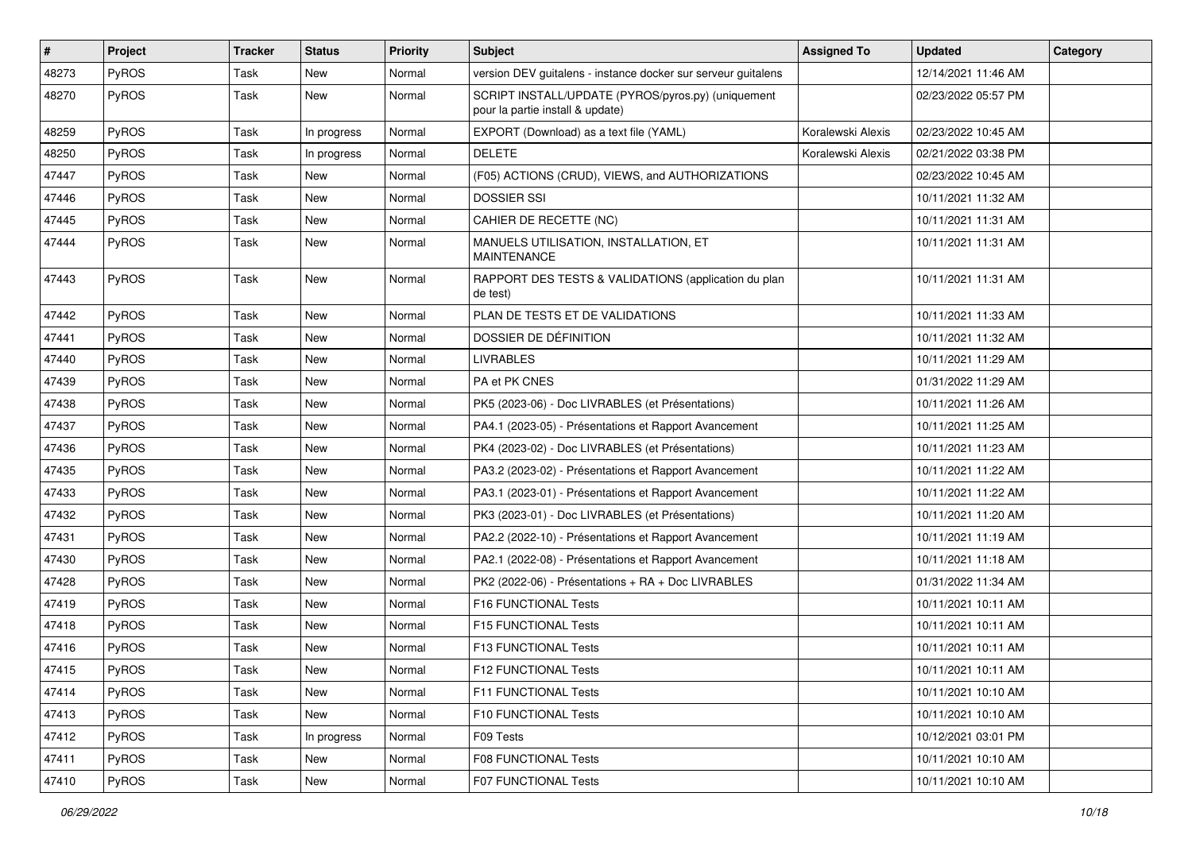| # | Project | Tracker | Status | Priority | Subject | Assigned To | Updated | Category |
|---|---|---|---|---|---|---|---|---|
| 48273 | PyROS | Task | New | Normal | version DEV guitalens - instance docker sur serveur guitalens | | 12/14/2021 11:46 AM | |
| 48270 | PyROS | Task | New | Normal | SCRIPT INSTALL/UPDATE (PYROS/pyros.py) (uniquement pour la partie install & update) | | 02/23/2022 05:57 PM | |
| 48259 | PyROS | Task | In progress | Normal | EXPORT (Download) as a text file (YAML) | Koralewski Alexis | 02/23/2022 10:45 AM | |
| 48250 | PyROS | Task | In progress | Normal | DELETE | Koralewski Alexis | 02/21/2022 03:38 PM | |
| 47447 | PyROS | Task | New | Normal | (F05) ACTIONS (CRUD), VIEWS, and AUTHORIZATIONS | | 02/23/2022 10:45 AM | |
| 47446 | PyROS | Task | New | Normal | DOSSIER SSI | | 10/11/2021 11:32 AM | |
| 47445 | PyROS | Task | New | Normal | CAHIER DE RECETTE (NC) | | 10/11/2021 11:31 AM | |
| 47444 | PyROS | Task | New | Normal | MANUELS UTILISATION, INSTALLATION, ET MAINTENANCE | | 10/11/2021 11:31 AM | |
| 47443 | PyROS | Task | New | Normal | RAPPORT DES TESTS & VALIDATIONS (application du plan de test) | | 10/11/2021 11:31 AM | |
| 47442 | PyROS | Task | New | Normal | PLAN DE TESTS ET DE VALIDATIONS | | 10/11/2021 11:33 AM | |
| 47441 | PyROS | Task | New | Normal | DOSSIER DE DÉFINITION | | 10/11/2021 11:32 AM | |
| 47440 | PyROS | Task | New | Normal | LIVRABLES | | 10/11/2021 11:29 AM | |
| 47439 | PyROS | Task | New | Normal | PA et PK CNES | | 01/31/2022 11:29 AM | |
| 47438 | PyROS | Task | New | Normal | PK5 (2023-06) - Doc LIVRABLES (et Présentations) | | 10/11/2021 11:26 AM | |
| 47437 | PyROS | Task | New | Normal | PA4.1 (2023-05) - Présentations et Rapport Avancement | | 10/11/2021 11:25 AM | |
| 47436 | PyROS | Task | New | Normal | PK4 (2023-02) - Doc LIVRABLES (et Présentations) | | 10/11/2021 11:23 AM | |
| 47435 | PyROS | Task | New | Normal | PA3.2 (2023-02) - Présentations et Rapport Avancement | | 10/11/2021 11:22 AM | |
| 47433 | PyROS | Task | New | Normal | PA3.1 (2023-01) - Présentations et Rapport Avancement | | 10/11/2021 11:22 AM | |
| 47432 | PyROS | Task | New | Normal | PK3 (2023-01) - Doc LIVRABLES (et Présentations) | | 10/11/2021 11:20 AM | |
| 47431 | PyROS | Task | New | Normal | PA2.2 (2022-10) - Présentations et Rapport Avancement | | 10/11/2021 11:19 AM | |
| 47430 | PyROS | Task | New | Normal | PA2.1 (2022-08) - Présentations et Rapport Avancement | | 10/11/2021 11:18 AM | |
| 47428 | PyROS | Task | New | Normal | PK2 (2022-06) - Présentations + RA + Doc LIVRABLES | | 01/31/2022 11:34 AM | |
| 47419 | PyROS | Task | New | Normal | F16 FUNCTIONAL Tests | | 10/11/2021 10:11 AM | |
| 47418 | PyROS | Task | New | Normal | F15 FUNCTIONAL Tests | | 10/11/2021 10:11 AM | |
| 47416 | PyROS | Task | New | Normal | F13 FUNCTIONAL Tests | | 10/11/2021 10:11 AM | |
| 47415 | PyROS | Task | New | Normal | F12 FUNCTIONAL Tests | | 10/11/2021 10:11 AM | |
| 47414 | PyROS | Task | New | Normal | F11 FUNCTIONAL Tests | | 10/11/2021 10:10 AM | |
| 47413 | PyROS | Task | New | Normal | F10 FUNCTIONAL Tests | | 10/11/2021 10:10 AM | |
| 47412 | PyROS | Task | In progress | Normal | F09 Tests | | 10/12/2021 03:01 PM | |
| 47411 | PyROS | Task | New | Normal | F08 FUNCTIONAL Tests | | 10/11/2021 10:10 AM | |
| 47410 | PyROS | Task | New | Normal | F07 FUNCTIONAL Tests | | 10/11/2021 10:10 AM | |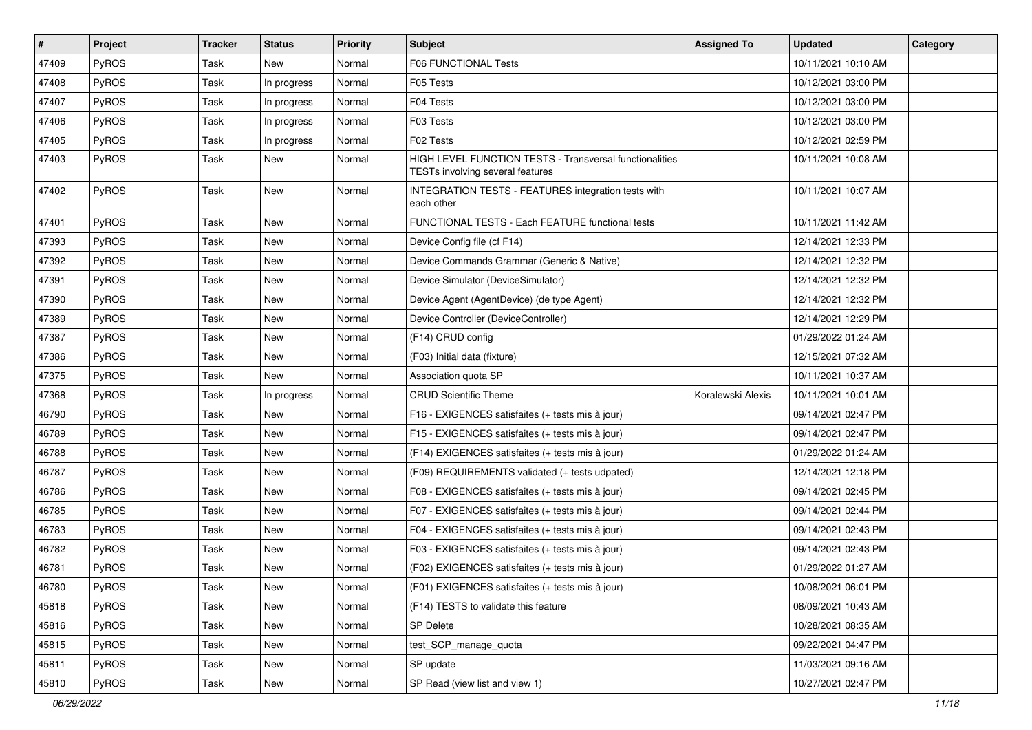| # | Project | Tracker | Status | Priority | Subject | Assigned To | Updated | Category |
|---|---|---|---|---|---|---|---|---|
| 47409 | PyROS | Task | New | Normal | F06 FUNCTIONAL Tests | | 10/11/2021 10:10 AM | |
| 47408 | PyROS | Task | In progress | Normal | F05 Tests | | 10/12/2021 03:00 PM | |
| 47407 | PyROS | Task | In progress | Normal | F04 Tests | | 10/12/2021 03:00 PM | |
| 47406 | PyROS | Task | In progress | Normal | F03 Tests | | 10/12/2021 03:00 PM | |
| 47405 | PyROS | Task | In progress | Normal | F02 Tests | | 10/12/2021 02:59 PM | |
| 47403 | PyROS | Task | New | Normal | HIGH LEVEL FUNCTION TESTS - Transversal functionalities TESTs involving several features | | 10/11/2021 10:08 AM | |
| 47402 | PyROS | Task | New | Normal | INTEGRATION TESTS - FEATURES integration tests with each other | | 10/11/2021 10:07 AM | |
| 47401 | PyROS | Task | New | Normal | FUNCTIONAL TESTS - Each FEATURE functional tests | | 10/11/2021 11:42 AM | |
| 47393 | PyROS | Task | New | Normal | Device Config file (cf F14) | | 12/14/2021 12:33 PM | |
| 47392 | PyROS | Task | New | Normal | Device Commands Grammar (Generic & Native) | | 12/14/2021 12:32 PM | |
| 47391 | PyROS | Task | New | Normal | Device Simulator (DeviceSimulator) | | 12/14/2021 12:32 PM | |
| 47390 | PyROS | Task | New | Normal | Device Agent (AgentDevice) (de type Agent) | | 12/14/2021 12:32 PM | |
| 47389 | PyROS | Task | New | Normal | Device Controller (DeviceController) | | 12/14/2021 12:29 PM | |
| 47387 | PyROS | Task | New | Normal | (F14) CRUD config | | 01/29/2022 01:24 AM | |
| 47386 | PyROS | Task | New | Normal | (F03) Initial data (fixture) | | 12/15/2021 07:32 AM | |
| 47375 | PyROS | Task | New | Normal | Association quota SP | | 10/11/2021 10:37 AM | |
| 47368 | PyROS | Task | In progress | Normal | CRUD Scientific Theme | Koralewski Alexis | 10/11/2021 10:01 AM | |
| 46790 | PyROS | Task | New | Normal | F16 - EXIGENCES satisfaites (+ tests mis à jour) | | 09/14/2021 02:47 PM | |
| 46789 | PyROS | Task | New | Normal | F15 - EXIGENCES satisfaites (+ tests mis à jour) | | 09/14/2021 02:47 PM | |
| 46788 | PyROS | Task | New | Normal | (F14) EXIGENCES satisfaites (+ tests mis à jour) | | 01/29/2022 01:24 AM | |
| 46787 | PyROS | Task | New | Normal | (F09) REQUIREMENTS validated (+ tests udpated) | | 12/14/2021 12:18 PM | |
| 46786 | PyROS | Task | New | Normal | F08 - EXIGENCES satisfaites (+ tests mis à jour) | | 09/14/2021 02:45 PM | |
| 46785 | PyROS | Task | New | Normal | F07 - EXIGENCES satisfaites (+ tests mis à jour) | | 09/14/2021 02:44 PM | |
| 46783 | PyROS | Task | New | Normal | F04 - EXIGENCES satisfaites (+ tests mis à jour) | | 09/14/2021 02:43 PM | |
| 46782 | PyROS | Task | New | Normal | F03 - EXIGENCES satisfaites (+ tests mis à jour) | | 09/14/2021 02:43 PM | |
| 46781 | PyROS | Task | New | Normal | (F02) EXIGENCES satisfaites (+ tests mis à jour) | | 01/29/2022 01:27 AM | |
| 46780 | PyROS | Task | New | Normal | (F01) EXIGENCES satisfaites (+ tests mis à jour) | | 10/08/2021 06:01 PM | |
| 45818 | PyROS | Task | New | Normal | (F14) TESTS to validate this feature | | 08/09/2021 10:43 AM | |
| 45816 | PyROS | Task | New | Normal | SP Delete | | 10/28/2021 08:35 AM | |
| 45815 | PyROS | Task | New | Normal | test_SCP_manage_quota | | 09/22/2021 04:47 PM | |
| 45811 | PyROS | Task | New | Normal | SP update | | 11/03/2021 09:16 AM | |
| 45810 | PyROS | Task | New | Normal | SP Read (view list and view 1) | | 10/27/2021 02:47 PM | |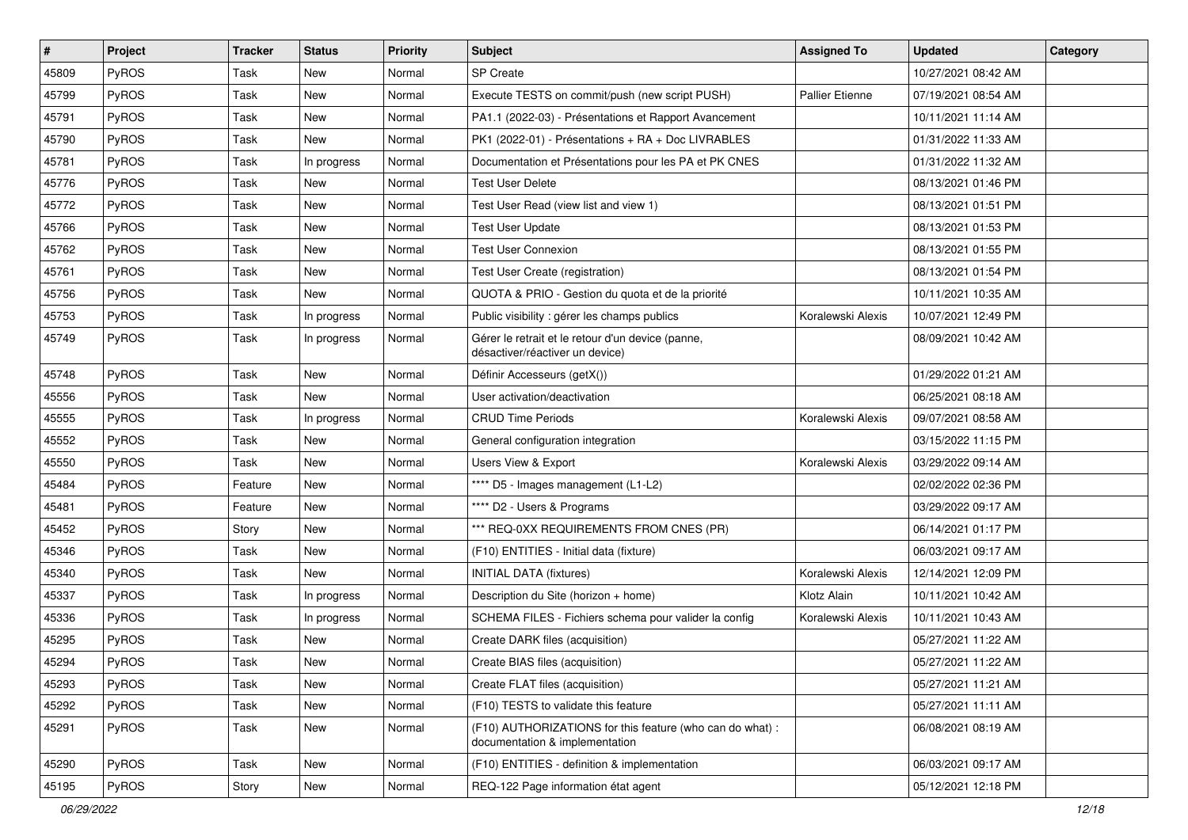| # | Project | Tracker | Status | Priority | Subject | Assigned To | Updated | Category |
|---|---|---|---|---|---|---|---|---|
| 45809 | PyROS | Task | New | Normal | SP Create | | 10/27/2021 08:42 AM | |
| 45799 | PyROS | Task | New | Normal | Execute TESTS on commit/push (new script PUSH) | Pallier Etienne | 07/19/2021 08:54 AM | |
| 45791 | PyROS | Task | New | Normal | PA1.1 (2022-03) - Présentations et Rapport Avancement | | 10/11/2021 11:14 AM | |
| 45790 | PyROS | Task | New | Normal | PK1 (2022-01) - Présentations + RA + Doc LIVRABLES | | 01/31/2022 11:33 AM | |
| 45781 | PyROS | Task | In progress | Normal | Documentation et Présentations pour les PA et PK CNES | | 01/31/2022 11:32 AM | |
| 45776 | PyROS | Task | New | Normal | Test User Delete | | 08/13/2021 01:46 PM | |
| 45772 | PyROS | Task | New | Normal | Test User Read (view list and view 1) | | 08/13/2021 01:51 PM | |
| 45766 | PyROS | Task | New | Normal | Test User Update | | 08/13/2021 01:53 PM | |
| 45762 | PyROS | Task | New | Normal | Test User Connexion | | 08/13/2021 01:55 PM | |
| 45761 | PyROS | Task | New | Normal | Test User Create (registration) | | 08/13/2021 01:54 PM | |
| 45756 | PyROS | Task | New | Normal | QUOTA & PRIO - Gestion du quota et de la priorité | | 10/11/2021 10:35 AM | |
| 45753 | PyROS | Task | In progress | Normal | Public visibility : gérer les champs publics | Koralewski Alexis | 10/07/2021 12:49 PM | |
| 45749 | PyROS | Task | In progress | Normal | Gérer le retrait et le retour d'un device (panne, désactiver/réactiver un device) | | 08/09/2021 10:42 AM | |
| 45748 | PyROS | Task | New | Normal | Définir Accesseurs (getX()) | | 01/29/2022 01:21 AM | |
| 45556 | PyROS | Task | New | Normal | User activation/deactivation | | 06/25/2021 08:18 AM | |
| 45555 | PyROS | Task | In progress | Normal | CRUD Time Periods | Koralewski Alexis | 09/07/2021 08:58 AM | |
| 45552 | PyROS | Task | New | Normal | General configuration integration | | 03/15/2022 11:15 PM | |
| 45550 | PyROS | Task | New | Normal | Users View & Export | Koralewski Alexis | 03/29/2022 09:14 AM | |
| 45484 | PyROS | Feature | New | Normal | **** D5 - Images management (L1-L2) | | 02/02/2022 02:36 PM | |
| 45481 | PyROS | Feature | New | Normal | **** D2 - Users & Programs | | 03/29/2022 09:17 AM | |
| 45452 | PyROS | Story | New | Normal | *** REQ-0XX REQUIREMENTS FROM CNES (PR) | | 06/14/2021 01:17 PM | |
| 45346 | PyROS | Task | New | Normal | (F10) ENTITIES - Initial data (fixture) | | 06/03/2021 09:17 AM | |
| 45340 | PyROS | Task | New | Normal | INITIAL DATA (fixtures) | Koralewski Alexis | 12/14/2021 12:09 PM | |
| 45337 | PyROS | Task | In progress | Normal | Description du Site (horizon + home) | Klotz Alain | 10/11/2021 10:42 AM | |
| 45336 | PyROS | Task | In progress | Normal | SCHEMA FILES - Fichiers schema pour valider la config | Koralewski Alexis | 10/11/2021 10:43 AM | |
| 45295 | PyROS | Task | New | Normal | Create DARK files (acquisition) | | 05/27/2021 11:22 AM | |
| 45294 | PyROS | Task | New | Normal | Create BIAS files (acquisition) | | 05/27/2021 11:22 AM | |
| 45293 | PyROS | Task | New | Normal | Create FLAT files (acquisition) | | 05/27/2021 11:21 AM | |
| 45292 | PyROS | Task | New | Normal | (F10) TESTS to validate this feature | | 05/27/2021 11:11 AM | |
| 45291 | PyROS | Task | New | Normal | (F10) AUTHORIZATIONS for this feature (who can do what) : documentation & implementation | | 06/08/2021 08:19 AM | |
| 45290 | PyROS | Task | New | Normal | (F10) ENTITIES - definition & implementation | | 06/03/2021 09:17 AM | |
| 45195 | PyROS | Story | New | Normal | REQ-122 Page information état agent | | 05/12/2021 12:18 PM | |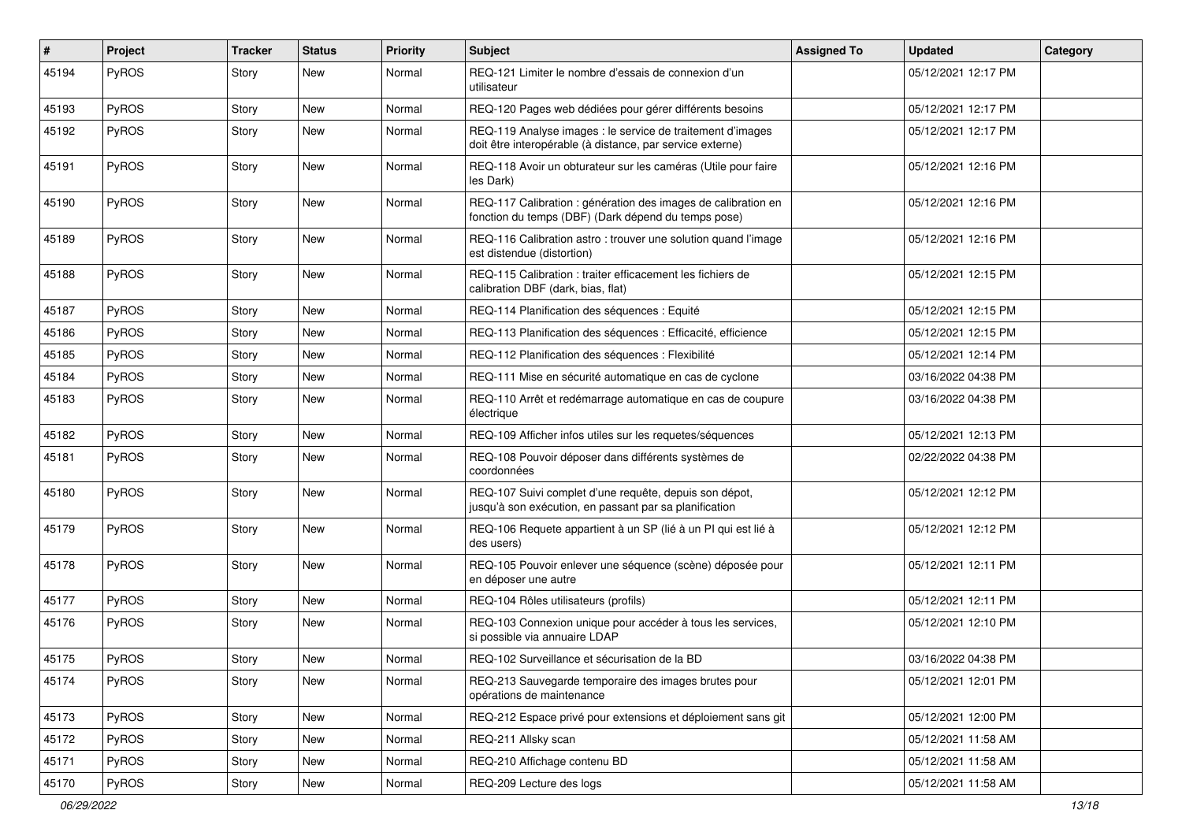| # | Project | Tracker | Status | Priority | Subject | Assigned To | Updated | Category |
| --- | --- | --- | --- | --- | --- | --- | --- | --- |
| 45194 | PyROS | Story | New | Normal | REQ-121 Limiter le nombre d'essais de connexion d'un utilisateur | | 05/12/2021 12:17 PM | |
| 45193 | PyROS | Story | New | Normal | REQ-120 Pages web dédiées pour gérer différents besoins | | 05/12/2021 12:17 PM | |
| 45192 | PyROS | Story | New | Normal | REQ-119 Analyse images : le service de traitement d'images doit être interopérable (à distance, par service externe) | | 05/12/2021 12:17 PM | |
| 45191 | PyROS | Story | New | Normal | REQ-118 Avoir un obturateur sur les caméras (Utile pour faire les Dark) | | 05/12/2021 12:16 PM | |
| 45190 | PyROS | Story | New | Normal | REQ-117 Calibration : génération des images de calibration en fonction du temps (DBF) (Dark dépend du temps pose) | | 05/12/2021 12:16 PM | |
| 45189 | PyROS | Story | New | Normal | REQ-116 Calibration astro : trouver une solution quand l'image est distendue (distortion) | | 05/12/2021 12:16 PM | |
| 45188 | PyROS | Story | New | Normal | REQ-115 Calibration : traiter efficacement les fichiers de calibration DBF (dark, bias, flat) | | 05/12/2021 12:15 PM | |
| 45187 | PyROS | Story | New | Normal | REQ-114 Planification des séquences : Equité | | 05/12/2021 12:15 PM | |
| 45186 | PyROS | Story | New | Normal | REQ-113 Planification des séquences : Efficacité, efficience | | 05/12/2021 12:15 PM | |
| 45185 | PyROS | Story | New | Normal | REQ-112 Planification des séquences : Flexibilité | | 05/12/2021 12:14 PM | |
| 45184 | PyROS | Story | New | Normal | REQ-111 Mise en sécurité automatique en cas de cyclone | | 03/16/2022 04:38 PM | |
| 45183 | PyROS | Story | New | Normal | REQ-110 Arrêt et redémarrage automatique en cas de coupure électrique | | 03/16/2022 04:38 PM | |
| 45182 | PyROS | Story | New | Normal | REQ-109 Afficher infos utiles sur les requetes/séquences | | 05/12/2021 12:13 PM | |
| 45181 | PyROS | Story | New | Normal | REQ-108 Pouvoir déposer dans différents systèmes de coordonnées | | 02/22/2022 04:38 PM | |
| 45180 | PyROS | Story | New | Normal | REQ-107 Suivi complet d'une requête, depuis son dépot, jusqu'à son exécution, en passant par sa planification | | 05/12/2021 12:12 PM | |
| 45179 | PyROS | Story | New | Normal | REQ-106 Requete appartient à un SP (lié à un PI qui est lié à des users) | | 05/12/2021 12:12 PM | |
| 45178 | PyROS | Story | New | Normal | REQ-105 Pouvoir enlever une séquence (scène) déposée pour en déposer une autre | | 05/12/2021 12:11 PM | |
| 45177 | PyROS | Story | New | Normal | REQ-104 Rôles utilisateurs (profils) | | 05/12/2021 12:11 PM | |
| 45176 | PyROS | Story | New | Normal | REQ-103 Connexion unique pour accéder à tous les services, si possible via annuaire LDAP | | 05/12/2021 12:10 PM | |
| 45175 | PyROS | Story | New | Normal | REQ-102 Surveillance et sécurisation de la BD | | 03/16/2022 04:38 PM | |
| 45174 | PyROS | Story | New | Normal | REQ-213 Sauvegarde temporaire des images brutes pour opérations de maintenance | | 05/12/2021 12:01 PM | |
| 45173 | PyROS | Story | New | Normal | REQ-212 Espace privé pour extensions et déploiement sans git | | 05/12/2021 12:00 PM | |
| 45172 | PyROS | Story | New | Normal | REQ-211 Allsky scan | | 05/12/2021 11:58 AM | |
| 45171 | PyROS | Story | New | Normal | REQ-210 Affichage contenu BD | | 05/12/2021 11:58 AM | |
| 45170 | PyROS | Story | New | Normal | REQ-209 Lecture des logs | | 05/12/2021 11:58 AM | |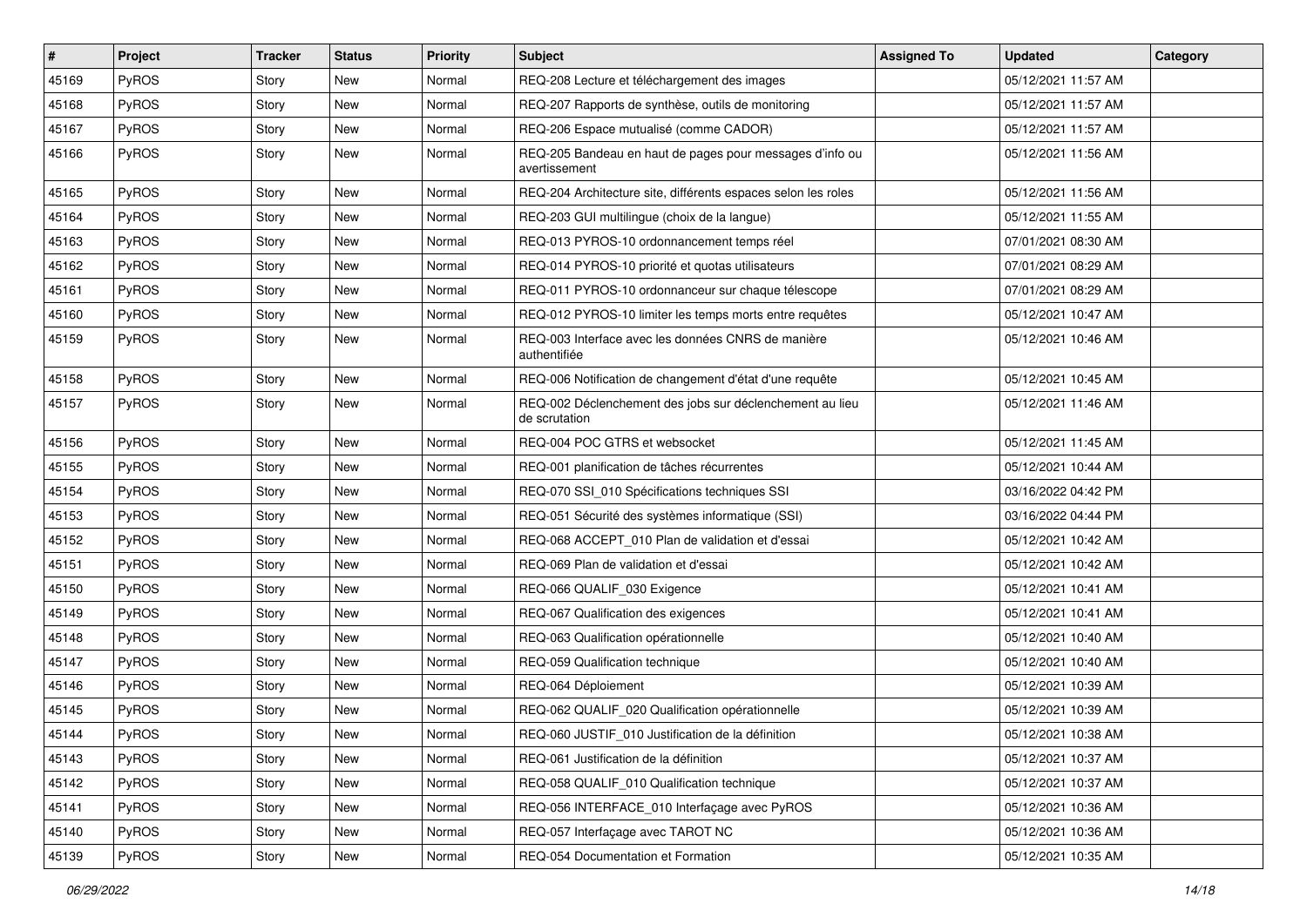| # | Project | Tracker | Status | Priority | Subject | Assigned To | Updated | Category |
|---|---|---|---|---|---|---|---|---|
| 45169 | PyROS | Story | New | Normal | REQ-208 Lecture et téléchargement des images | | 05/12/2021 11:57 AM | |
| 45168 | PyROS | Story | New | Normal | REQ-207 Rapports de synthèse, outils de monitoring | | 05/12/2021 11:57 AM | |
| 45167 | PyROS | Story | New | Normal | REQ-206 Espace mutualisé (comme CADOR) | | 05/12/2021 11:57 AM | |
| 45166 | PyROS | Story | New | Normal | REQ-205 Bandeau en haut de pages pour messages d'info ou avertissement | | 05/12/2021 11:56 AM | |
| 45165 | PyROS | Story | New | Normal | REQ-204 Architecture site, différents espaces selon les roles | | 05/12/2021 11:56 AM | |
| 45164 | PyROS | Story | New | Normal | REQ-203 GUI multilingue (choix de la langue) | | 05/12/2021 11:55 AM | |
| 45163 | PyROS | Story | New | Normal | REQ-013 PYROS-10 ordonnancement temps réel | | 07/01/2021 08:30 AM | |
| 45162 | PyROS | Story | New | Normal | REQ-014 PYROS-10 priorité et quotas utilisateurs | | 07/01/2021 08:29 AM | |
| 45161 | PyROS | Story | New | Normal | REQ-011 PYROS-10 ordonnanceur sur chaque télescope | | 07/01/2021 08:29 AM | |
| 45160 | PyROS | Story | New | Normal | REQ-012 PYROS-10 limiter les temps morts entre requêtes | | 05/12/2021 10:47 AM | |
| 45159 | PyROS | Story | New | Normal | REQ-003 Interface avec les données CNRS de manière authentifiée | | 05/12/2021 10:46 AM | |
| 45158 | PyROS | Story | New | Normal | REQ-006 Notification de changement d'état d'une requête | | 05/12/2021 10:45 AM | |
| 45157 | PyROS | Story | New | Normal | REQ-002 Déclenchement des jobs sur déclenchement au lieu de scrutation | | 05/12/2021 11:46 AM | |
| 45156 | PyROS | Story | New | Normal | REQ-004 POC GTRS et websocket | | 05/12/2021 11:45 AM | |
| 45155 | PyROS | Story | New | Normal | REQ-001 planification de tâches récurrentes | | 05/12/2021 10:44 AM | |
| 45154 | PyROS | Story | New | Normal | REQ-070 SSI_010 Spécifications techniques SSI | | 03/16/2022 04:42 PM | |
| 45153 | PyROS | Story | New | Normal | REQ-051 Sécurité des systèmes informatique (SSI) | | 03/16/2022 04:44 PM | |
| 45152 | PyROS | Story | New | Normal | REQ-068 ACCEPT_010 Plan de validation et d'essai | | 05/12/2021 10:42 AM | |
| 45151 | PyROS | Story | New | Normal | REQ-069 Plan de validation et d'essai | | 05/12/2021 10:42 AM | |
| 45150 | PyROS | Story | New | Normal | REQ-066 QUALIF_030 Exigence | | 05/12/2021 10:41 AM | |
| 45149 | PyROS | Story | New | Normal | REQ-067 Qualification des exigences | | 05/12/2021 10:41 AM | |
| 45148 | PyROS | Story | New | Normal | REQ-063 Qualification opérationnelle | | 05/12/2021 10:40 AM | |
| 45147 | PyROS | Story | New | Normal | REQ-059 Qualification technique | | 05/12/2021 10:40 AM | |
| 45146 | PyROS | Story | New | Normal | REQ-064 Déploiement | | 05/12/2021 10:39 AM | |
| 45145 | PyROS | Story | New | Normal | REQ-062 QUALIF_020 Qualification opérationnelle | | 05/12/2021 10:39 AM | |
| 45144 | PyROS | Story | New | Normal | REQ-060 JUSTIF_010 Justification de la définition | | 05/12/2021 10:38 AM | |
| 45143 | PyROS | Story | New | Normal | REQ-061 Justification de la définition | | 05/12/2021 10:37 AM | |
| 45142 | PyROS | Story | New | Normal | REQ-058 QUALIF_010 Qualification technique | | 05/12/2021 10:37 AM | |
| 45141 | PyROS | Story | New | Normal | REQ-056 INTERFACE_010 Interfaçage avec PyROS | | 05/12/2021 10:36 AM | |
| 45140 | PyROS | Story | New | Normal | REQ-057 Interfaçage avec TAROT NC | | 05/12/2021 10:36 AM | |
| 45139 | PyROS | Story | New | Normal | REQ-054 Documentation et Formation | | 05/12/2021 10:35 AM | |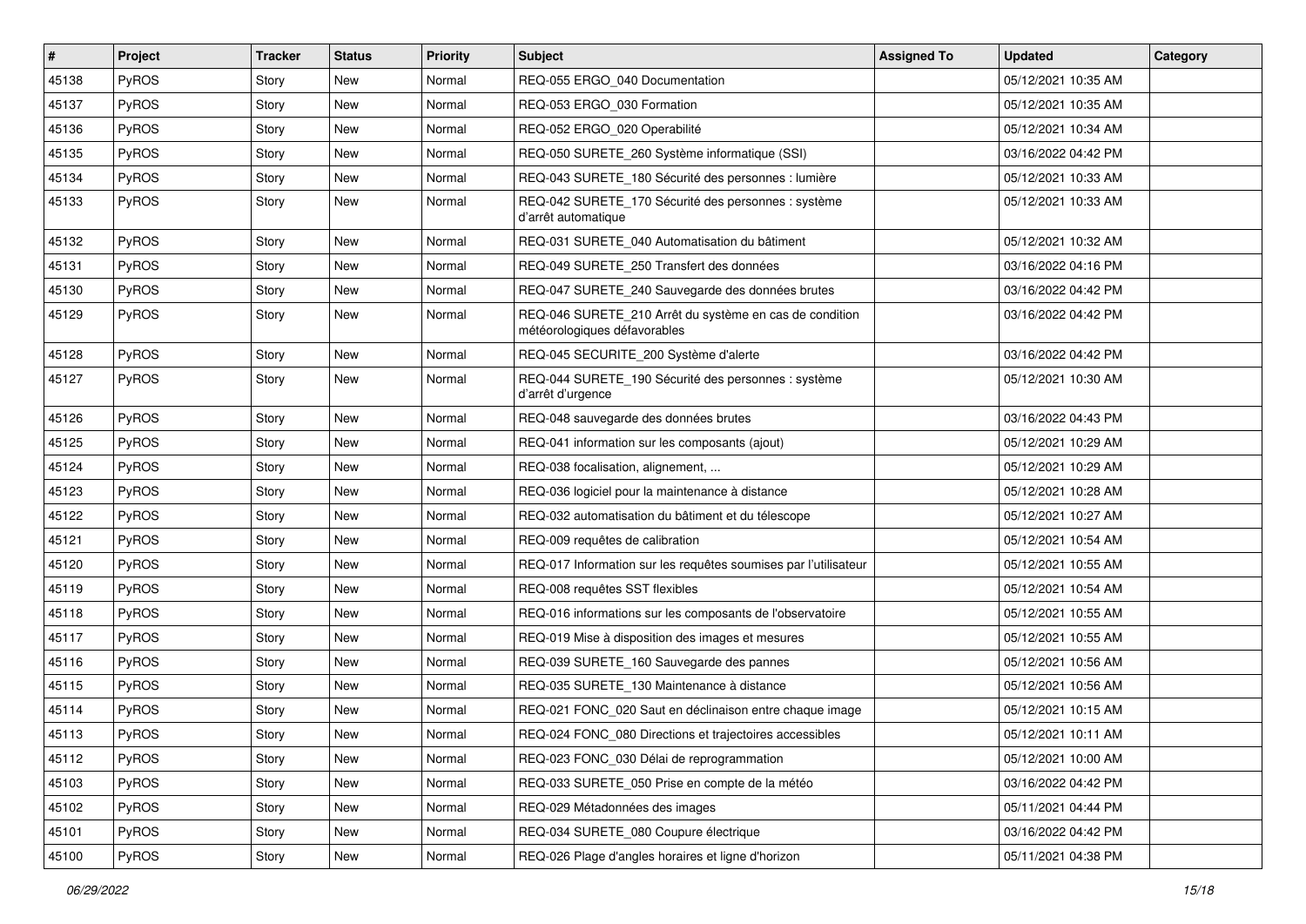| # | Project | Tracker | Status | Priority | Subject | Assigned To | Updated | Category |
|---|---|---|---|---|---|---|---|---|
| 45138 | PyROS | Story | New | Normal | REQ-055 ERGO_040 Documentation | | 05/12/2021 10:35 AM | |
| 45137 | PyROS | Story | New | Normal | REQ-053 ERGO_030 Formation | | 05/12/2021 10:35 AM | |
| 45136 | PyROS | Story | New | Normal | REQ-052 ERGO_020 Operabilité | | 05/12/2021 10:34 AM | |
| 45135 | PyROS | Story | New | Normal | REQ-050 SURETE_260 Système informatique (SSI) | | 03/16/2022 04:42 PM | |
| 45134 | PyROS | Story | New | Normal | REQ-043 SURETE_180 Sécurité des personnes : lumière | | 05/12/2021 10:33 AM | |
| 45133 | PyROS | Story | New | Normal | REQ-042 SURETE_170 Sécurité des personnes : système d'arrêt automatique | | 05/12/2021 10:33 AM | |
| 45132 | PyROS | Story | New | Normal | REQ-031 SURETE_040 Automatisation du bâtiment | | 05/12/2021 10:32 AM | |
| 45131 | PyROS | Story | New | Normal | REQ-049 SURETE_250 Transfert des données | | 03/16/2022 04:16 PM | |
| 45130 | PyROS | Story | New | Normal | REQ-047 SURETE_240 Sauvegarde des données brutes | | 03/16/2022 04:42 PM | |
| 45129 | PyROS | Story | New | Normal | REQ-046 SURETE_210 Arrêt du système en cas de condition météorologiques défavorables | | 03/16/2022 04:42 PM | |
| 45128 | PyROS | Story | New | Normal | REQ-045 SECURITE_200 Système d'alerte | | 03/16/2022 04:42 PM | |
| 45127 | PyROS | Story | New | Normal | REQ-044 SURETE_190 Sécurité des personnes : système d'arrêt d'urgence | | 05/12/2021 10:30 AM | |
| 45126 | PyROS | Story | New | Normal | REQ-048 sauvegarde des données brutes | | 03/16/2022 04:43 PM | |
| 45125 | PyROS | Story | New | Normal | REQ-041 information sur les composants (ajout) | | 05/12/2021 10:29 AM | |
| 45124 | PyROS | Story | New | Normal | REQ-038 focalisation, alignement, ... | | 05/12/2021 10:29 AM | |
| 45123 | PyROS | Story | New | Normal | REQ-036 logiciel pour la maintenance à distance | | 05/12/2021 10:28 AM | |
| 45122 | PyROS | Story | New | Normal | REQ-032 automatisation du bâtiment et du télescope | | 05/12/2021 10:27 AM | |
| 45121 | PyROS | Story | New | Normal | REQ-009 requêtes de calibration | | 05/12/2021 10:54 AM | |
| 45120 | PyROS | Story | New | Normal | REQ-017 Information sur les requêtes soumises par l'utilisateur | | 05/12/2021 10:55 AM | |
| 45119 | PyROS | Story | New | Normal | REQ-008 requêtes SST flexibles | | 05/12/2021 10:54 AM | |
| 45118 | PyROS | Story | New | Normal | REQ-016 informations sur les composants de l'observatoire | | 05/12/2021 10:55 AM | |
| 45117 | PyROS | Story | New | Normal | REQ-019 Mise à disposition des images et mesures | | 05/12/2021 10:55 AM | |
| 45116 | PyROS | Story | New | Normal | REQ-039 SURETE_160 Sauvegarde des pannes | | 05/12/2021 10:56 AM | |
| 45115 | PyROS | Story | New | Normal | REQ-035 SURETE_130 Maintenance à distance | | 05/12/2021 10:56 AM | |
| 45114 | PyROS | Story | New | Normal | REQ-021 FONC_020 Saut en déclinaison entre chaque image | | 05/12/2021 10:15 AM | |
| 45113 | PyROS | Story | New | Normal | REQ-024 FONC_080 Directions et trajectoires accessibles | | 05/12/2021 10:11 AM | |
| 45112 | PyROS | Story | New | Normal | REQ-023 FONC_030 Délai de reprogrammation | | 05/12/2021 10:00 AM | |
| 45103 | PyROS | Story | New | Normal | REQ-033 SURETE_050 Prise en compte de la météo | | 03/16/2022 04:42 PM | |
| 45102 | PyROS | Story | New | Normal | REQ-029 Métadonnées des images | | 05/11/2021 04:44 PM | |
| 45101 | PyROS | Story | New | Normal | REQ-034 SURETE_080 Coupure électrique | | 03/16/2022 04:42 PM | |
| 45100 | PyROS | Story | New | Normal | REQ-026 Plage d'angles horaires et ligne d'horizon | | 05/11/2021 04:38 PM | |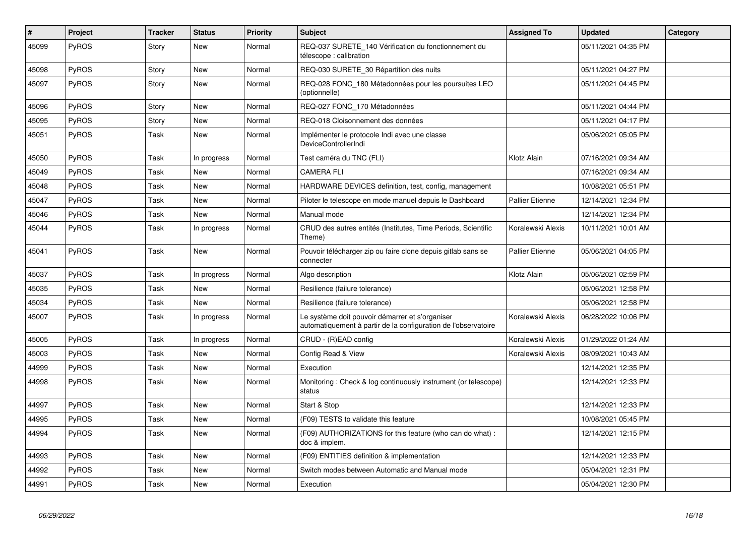| # | Project | Tracker | Status | Priority | Subject | Assigned To | Updated | Category |
|---|---|---|---|---|---|---|---|---|
| 45099 | PyROS | Story | New | Normal | REQ-037 SURETE_140 Vérification du fonctionnement du télescope : calibration | | 05/11/2021 04:35 PM | |
| 45098 | PyROS | Story | New | Normal | REQ-030 SURETE_30 Répartition des nuits | | 05/11/2021 04:27 PM | |
| 45097 | PyROS | Story | New | Normal | REQ-028 FONC_180 Métadonnées pour les poursuites LEO (optionnelle) | | 05/11/2021 04:45 PM | |
| 45096 | PyROS | Story | New | Normal | REQ-027 FONC_170 Métadonnées | | 05/11/2021 04:44 PM | |
| 45095 | PyROS | Story | New | Normal | REQ-018 Cloisonnement des données | | 05/11/2021 04:17 PM | |
| 45051 | PyROS | Task | New | Normal | Implémenter le protocole Indi avec une classe DeviceControllerIndi | | 05/06/2021 05:05 PM | |
| 45050 | PyROS | Task | In progress | Normal | Test caméra du TNC (FLI) | Klotz Alain | 07/16/2021 09:34 AM | |
| 45049 | PyROS | Task | New | Normal | CAMERA FLI | | 07/16/2021 09:34 AM | |
| 45048 | PyROS | Task | New | Normal | HARDWARE DEVICES definition, test, config, management | | 10/08/2021 05:51 PM | |
| 45047 | PyROS | Task | New | Normal | Piloter le telescope en mode manuel depuis le Dashboard | Pallier Etienne | 12/14/2021 12:34 PM | |
| 45046 | PyROS | Task | New | Normal | Manual mode | | 12/14/2021 12:34 PM | |
| 45044 | PyROS | Task | In progress | Normal | CRUD des autres entités (Institutes, Time Periods, Scientific Theme) | Koralewski Alexis | 10/11/2021 10:01 AM | |
| 45041 | PyROS | Task | New | Normal | Pouvoir télécharger zip ou faire clone depuis gitlab sans se connecter | Pallier Etienne | 05/06/2021 04:05 PM | |
| 45037 | PyROS | Task | In progress | Normal | Algo description | Klotz Alain | 05/06/2021 02:59 PM | |
| 45035 | PyROS | Task | New | Normal | Resilience (failure tolerance) | | 05/06/2021 12:58 PM | |
| 45034 | PyROS | Task | New | Normal | Resilience (failure tolerance) | | 05/06/2021 12:58 PM | |
| 45007 | PyROS | Task | In progress | Normal | Le système doit pouvoir démarrer et s'organiser automatiquement à partir de la configuration de l'observatoire | Koralewski Alexis | 06/28/2022 10:06 PM | |
| 45005 | PyROS | Task | In progress | Normal | CRUD - (R)EAD config | Koralewski Alexis | 01/29/2022 01:24 AM | |
| 45003 | PyROS | Task | New | Normal | Config Read & View | Koralewski Alexis | 08/09/2021 10:43 AM | |
| 44999 | PyROS | Task | New | Normal | Execution | | 12/14/2021 12:35 PM | |
| 44998 | PyROS | Task | New | Normal | Monitoring : Check & log continuously instrument (or telescope) status | | 12/14/2021 12:33 PM | |
| 44997 | PyROS | Task | New | Normal | Start & Stop | | 12/14/2021 12:33 PM | |
| 44995 | PyROS | Task | New | Normal | (F09) TESTS to validate this feature | | 10/08/2021 05:45 PM | |
| 44994 | PyROS | Task | New | Normal | (F09) AUTHORIZATIONS for this feature (who can do what) : doc & implem. | | 12/14/2021 12:15 PM | |
| 44993 | PyROS | Task | New | Normal | (F09) ENTITIES definition & implementation | | 12/14/2021 12:33 PM | |
| 44992 | PyROS | Task | New | Normal | Switch modes between Automatic and Manual mode | | 05/04/2021 12:31 PM | |
| 44991 | PyROS | Task | New | Normal | Execution | | 05/04/2021 12:30 PM | |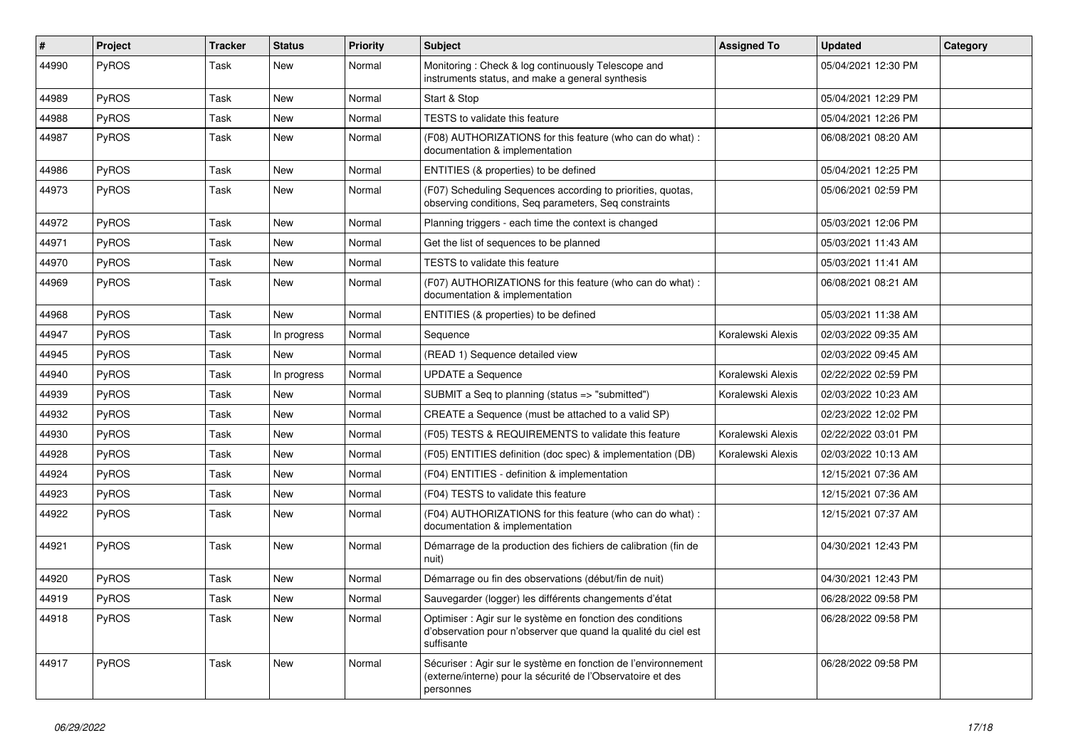| # | Project | Tracker | Status | Priority | Subject | Assigned To | Updated | Category |
|---|---|---|---|---|---|---|---|---|
| 44990 | PyROS | Task | New | Normal | Monitoring : Check & log continuously Telescope and instruments status, and make a general synthesis | | 05/04/2021 12:30 PM | |
| 44989 | PyROS | Task | New | Normal | Start & Stop | | 05/04/2021 12:29 PM | |
| 44988 | PyROS | Task | New | Normal | TESTS to validate this feature | | 05/04/2021 12:26 PM | |
| 44987 | PyROS | Task | New | Normal | (F08) AUTHORIZATIONS for this feature (who can do what) : documentation & implementation | | 06/08/2021 08:20 AM | |
| 44986 | PyROS | Task | New | Normal | ENTITIES (& properties) to be defined | | 05/04/2021 12:25 PM | |
| 44973 | PyROS | Task | New | Normal | (F07) Scheduling Sequences according to priorities, quotas, observing conditions, Seq parameters, Seq constraints | | 05/06/2021 02:59 PM | |
| 44972 | PyROS | Task | New | Normal | Planning triggers - each time the context is changed | | 05/03/2021 12:06 PM | |
| 44971 | PyROS | Task | New | Normal | Get the list of sequences to be planned | | 05/03/2021 11:43 AM | |
| 44970 | PyROS | Task | New | Normal | TESTS to validate this feature | | 05/03/2021 11:41 AM | |
| 44969 | PyROS | Task | New | Normal | (F07) AUTHORIZATIONS for this feature (who can do what) : documentation & implementation | | 06/08/2021 08:21 AM | |
| 44968 | PyROS | Task | New | Normal | ENTITIES (& properties) to be defined | | 05/03/2021 11:38 AM | |
| 44947 | PyROS | Task | In progress | Normal | Sequence | Koralewski Alexis | 02/03/2022 09:35 AM | |
| 44945 | PyROS | Task | New | Normal | (READ 1) Sequence detailed view | | 02/03/2022 09:45 AM | |
| 44940 | PyROS | Task | In progress | Normal | UPDATE a Sequence | Koralewski Alexis | 02/22/2022 02:59 PM | |
| 44939 | PyROS | Task | New | Normal | SUBMIT a Seq to planning (status => "submitted") | Koralewski Alexis | 02/03/2022 10:23 AM | |
| 44932 | PyROS | Task | New | Normal | CREATE a Sequence (must be attached to a valid SP) | | 02/23/2022 12:02 PM | |
| 44930 | PyROS | Task | New | Normal | (F05) TESTS & REQUIREMENTS to validate this feature | Koralewski Alexis | 02/22/2022 03:01 PM | |
| 44928 | PyROS | Task | New | Normal | (F05) ENTITIES definition (doc spec) & implementation (DB) | Koralewski Alexis | 02/03/2022 10:13 AM | |
| 44924 | PyROS | Task | New | Normal | (F04) ENTITIES - definition & implementation | | 12/15/2021 07:36 AM | |
| 44923 | PyROS | Task | New | Normal | (F04) TESTS to validate this feature | | 12/15/2021 07:36 AM | |
| 44922 | PyROS | Task | New | Normal | (F04) AUTHORIZATIONS for this feature (who can do what) : documentation & implementation | | 12/15/2021 07:37 AM | |
| 44921 | PyROS | Task | New | Normal | Démarrage de la production des fichiers de calibration (fin de nuit) | | 04/30/2021 12:43 PM | |
| 44920 | PyROS | Task | New | Normal | Démarrage ou fin des observations (début/fin de nuit) | | 04/30/2021 12:43 PM | |
| 44919 | PyROS | Task | New | Normal | Sauvegarder (logger) les différents changements d'état | | 06/28/2022 09:58 PM | |
| 44918 | PyROS | Task | New | Normal | Optimiser : Agir sur le système en fonction des conditions d'observation pour n'observer que quand la qualité du ciel est suffisante | | 06/28/2022 09:58 PM | |
| 44917 | PyROS | Task | New | Normal | Sécuriser : Agir sur le système en fonction de l'environnement (externe/interne) pour la sécurité de l'Observatoire et des personnes | | 06/28/2022 09:58 PM | |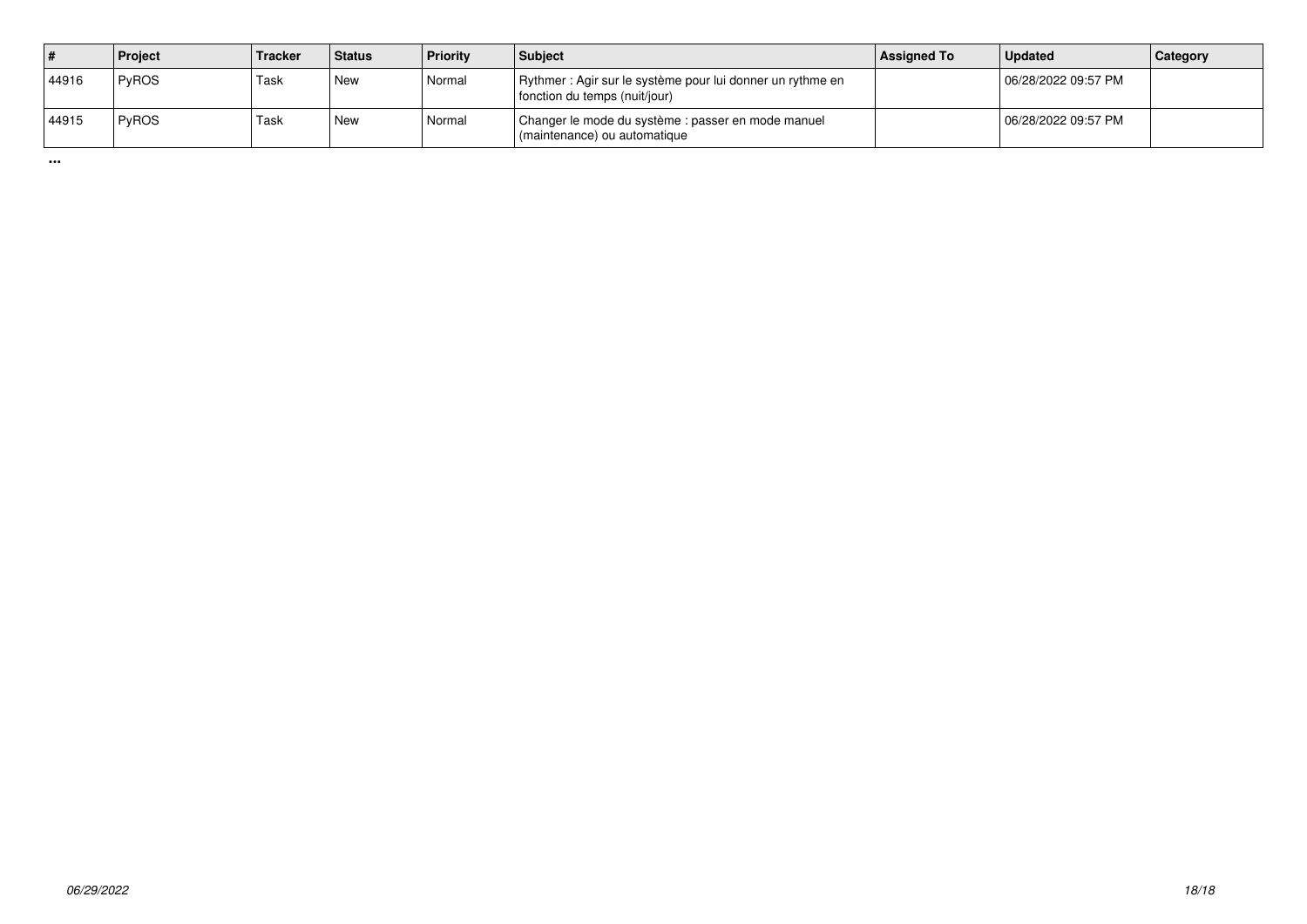| # | Project | Tracker | Status | Priority | Subject | Assigned To | Updated | Category |
|---|---|---|---|---|---|---|---|---|
| 44916 | PyROS | Task | New | Normal | Rythmer : Agir sur le système pour lui donner un rythme en fonction du temps (nuit/jour) | | 06/28/2022 09:57 PM | |
| 44915 | PyROS | Task | New | Normal | Changer le mode du système : passer en mode manuel (maintenance) ou automatique | | 06/28/2022 09:57 PM | |

...